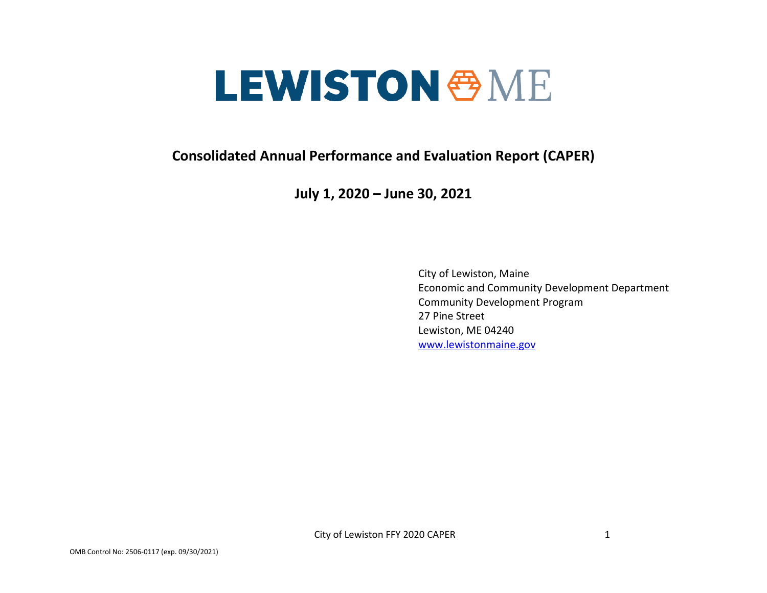# LEWISTON ME

## Consolidated Annual Performance and Evaluation Report (CAPER)

### July 1, 2020 – June 30, 2021

City of Lewiston, Maine
Economic and Community Development Department
Community Development Program
27 Pine Street
Lewiston, ME 04240
www.lewistonmaine.gov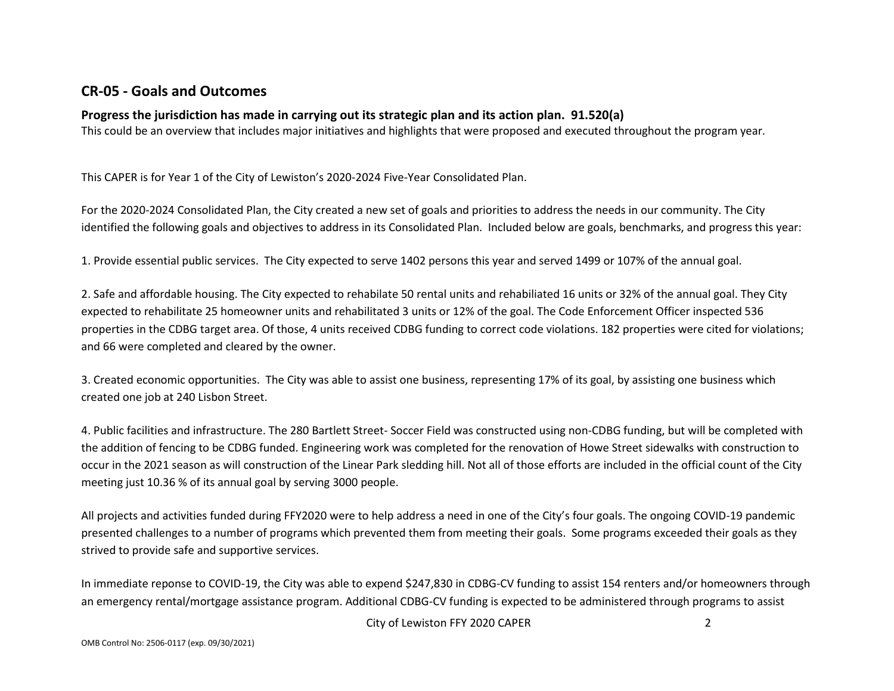## CR-05 - Goals and Outcomes

**Progress the jurisdiction has made in carrying out its strategic plan and its action plan. 91.520(a)**

This could be an overview that includes major initiatives and highlights that were proposed and executed throughout the program year.

This CAPER is for Year 1 of the City of Lewiston's 2020-2024 Five-Year Consolidated Plan.

For the 2020-2024 Consolidated Plan, the City created a new set of goals and priorities to address the needs in our community. The City identified the following goals and objectives to address in its Consolidated Plan. Included below are goals, benchmarks, and progress this year:

1. Provide essential public services. The City expected to serve 1402 persons this year and served 1499 or 107% of the annual goal.

2. Safe and affordable housing. The City expected to rehabilitate 50 rental units and rehabiliated 16 units or 32% of the annual goal. They City expected to rehabilitate 25 homeowner units and rehabilitated 3 units or 12% of the goal. The Code Enforcement Officer inspected 536 properties in the CDBG target area. Of those, 4 units received CDBG funding to correct code violations. 182 properties were cited for violations; and 66 were completed and cleared by the owner.

3. Created economic opportunities. The City was able to assist one business, representing 17% of its goal, by assisting one business which created one job at 240 Lisbon Street.

4. Public facilities and infrastructure. The 280 Bartlett Street- Soccer Field was constructed using non-CDBG funding, but will be completed with the addition of fencing to be CDBG funded. Engineering work was completed for the renovation of Howe Street sidewalks with construction to occur in the 2021 season as will construction of the Linear Park sledding hill. Not all of those efforts are included in the official count of the City meeting just 10.36 % of its annual goal by serving 3000 people.

All projects and activities funded during FFY2020 were to help address a need in one of the City's four goals. The ongoing COVID-19 pandemic presented challenges to a number of programs which prevented them from meeting their goals. Some programs exceeded their goals as they strived to provide safe and supportive services.

In immediate reponse to COVID-19, the City was able to expend $247,830 in CDBG-CV funding to assist 154 renters and/or homeowners through an emergency rental/mortgage assistance program. Additional CDBG-CV funding is expected to be administered through programs to assist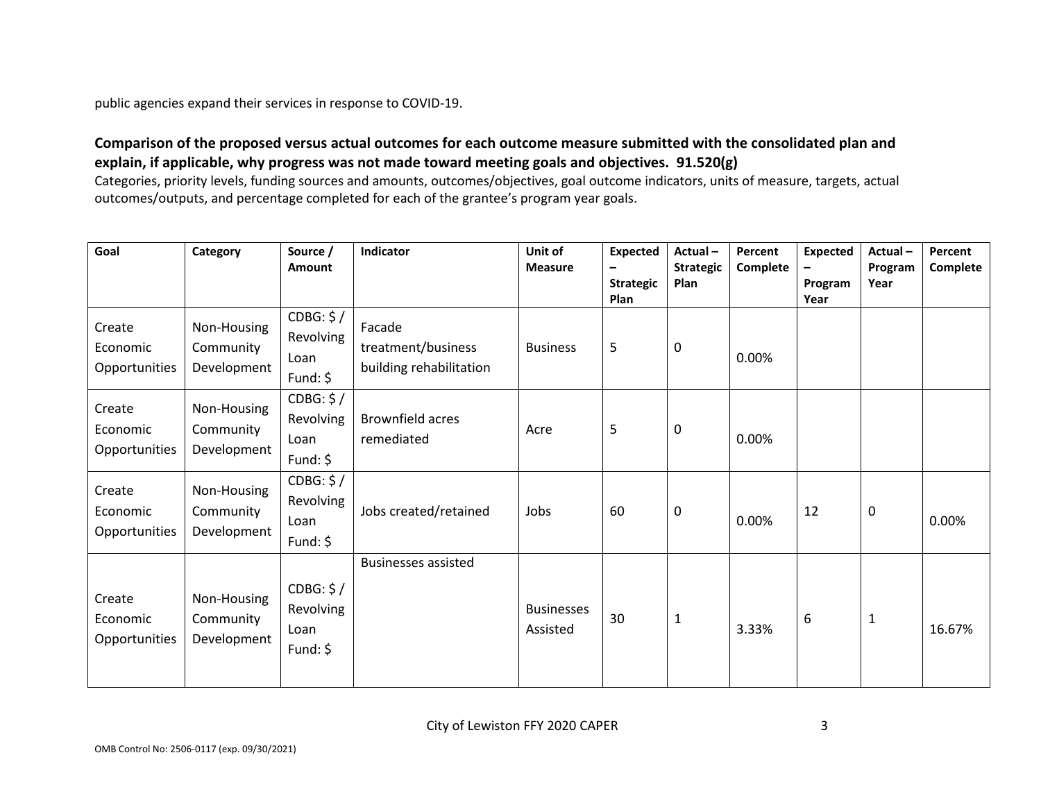public agencies expand their services in response to COVID-19.

**Comparison of the proposed versus actual outcomes for each outcome measure submitted with the consolidated plan and explain, if applicable, why progress was not made toward meeting goals and objectives. 91.520(g)**

Categories, priority levels, funding sources and amounts, outcomes/objectives, goal outcome indicators, units of measure, targets, actual outcomes/outputs, and percentage completed for each of the grantee's program year goals.

| Goal | Category | Source / Amount | Indicator | Unit of Measure | Expected – Strategic Plan | Actual – Strategic Plan | Percent Complete | Expected – Program Year | Actual – Program Year | Percent Complete |
|---|---|---|---|---|---|---|---|---|---|---|
| Create Economic Opportunities | Non-Housing Community Development | CDBG: $ / Revolving Loan Fund: $ | Facade treatment/business building rehabilitation | Business | 5 | 0 | 0.00% | | | |
| Create Economic Opportunities | Non-Housing Community Development | CDBG: $ / Revolving Loan Fund: $ | Brownfield acres remediated | Acre | 5 | 0 | 0.00% | | | |
| Create Economic Opportunities | Non-Housing Community Development | CDBG: $ / Revolving Loan Fund: $ | Jobs created/retained | Jobs | 60 | 0 | 0.00% | 12 | 0 | 0.00% |
| Create Economic Opportunities | Non-Housing Community Development | CDBG: $ / Revolving Loan Fund: $ | Businesses assisted | Businesses Assisted | 30 | 1 | 3.33% | 6 | 1 | 16.67% |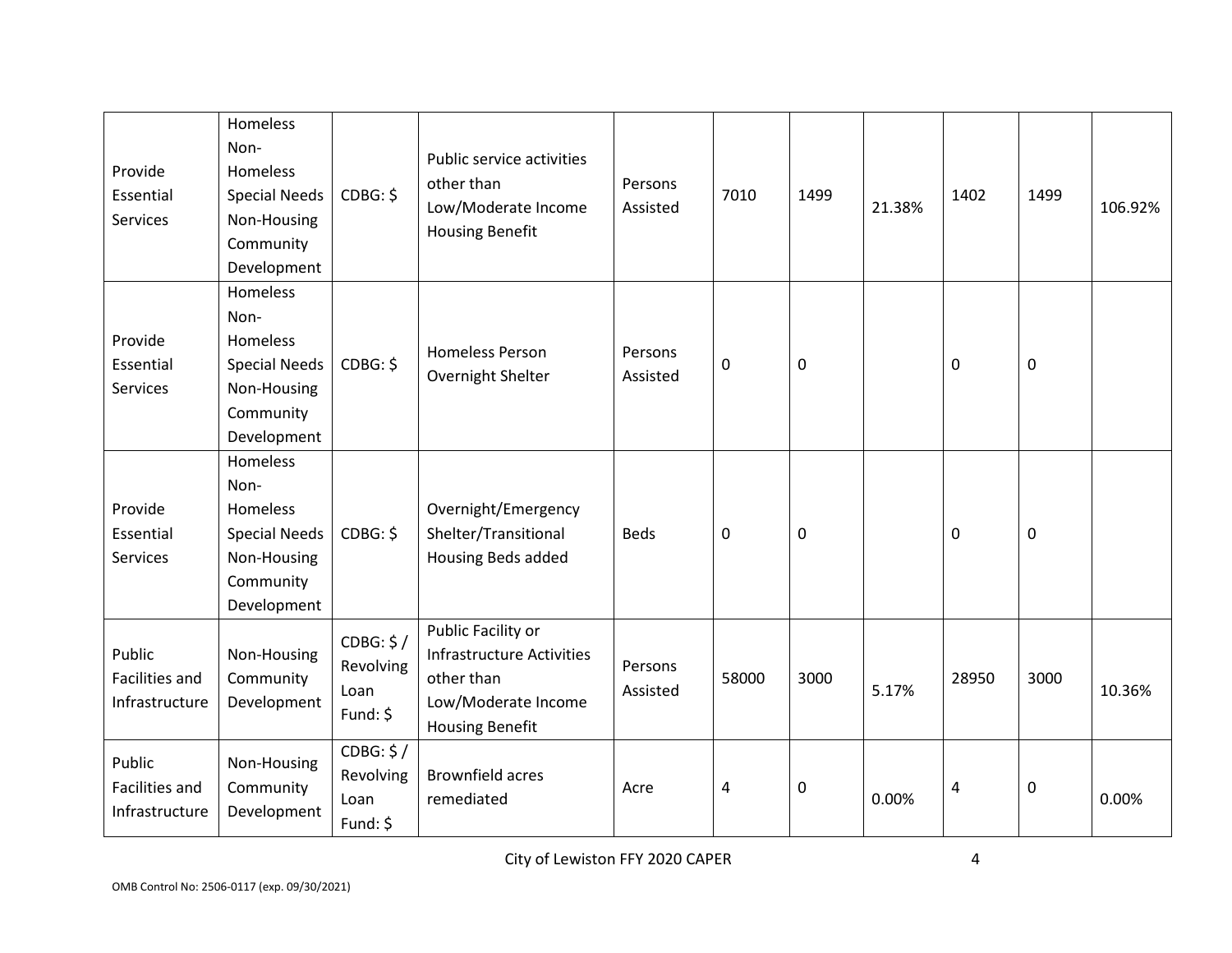| Provide Essential Services | Homeless Non-Homeless Special Needs Non-Housing Community Development | CDBG: $ | Public service activities other than Low/Moderate Income Housing Benefit | Persons Assisted | 7010 | 1499 | 21.38% | 1402 | 1499 | 106.92% |
|---|---|---|---|---|---|---|---|---|---|---|
| Provide Essential Services | Homeless Non-Homeless Special Needs Non-Housing Community Development | CDBG: $ | Homeless Person Overnight Shelter | Persons Assisted | 0 | 0 | | 0 | 0 | |
| Provide Essential Services | Homeless Non-Homeless Special Needs Non-Housing Community Development | CDBG: $ | Overnight/Emergency Shelter/Transitional Housing Beds added | Beds | 0 | 0 | | 0 | 0 | |
| Public Facilities and Infrastructure | Non-Housing Community Development | CDBG: $ / Revolving Loan Fund: $ | Public Facility or Infrastructure Activities other than Low/Moderate Income Housing Benefit | Persons Assisted | 58000 | 3000 | 5.17% | 28950 | 3000 | 10.36% |
| Public Facilities and Infrastructure | Non-Housing Community Development | CDBG: $ / Revolving Loan Fund: $ | Brownfield acres remediated | Acre | 4 | 0 | 0.00% | 4 | 0 | 0.00% |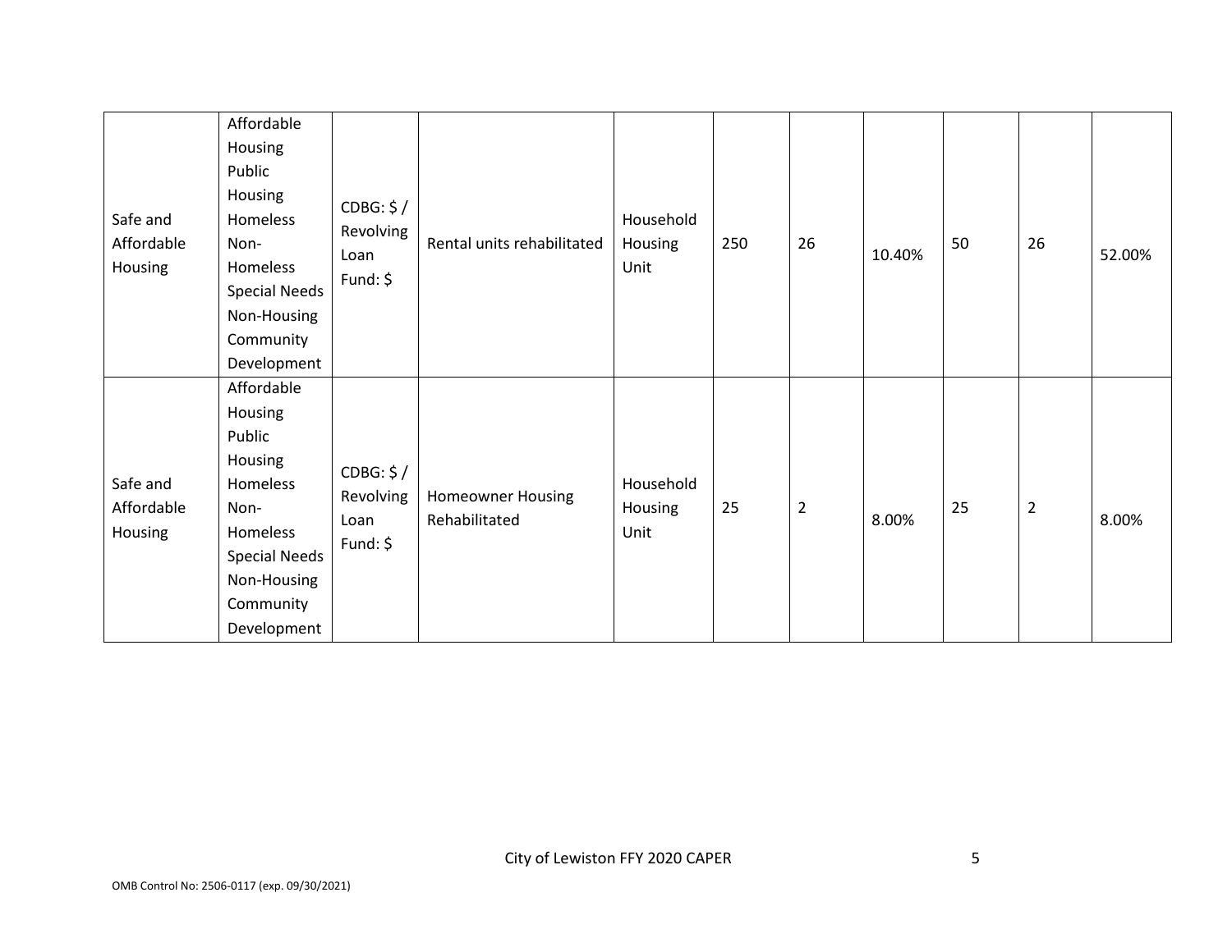| | | | | | | | | | | |
|---|---|---|---|---|---|---|---|---|---|---|
| Safe and Affordable Housing | Affordable Housing Public Housing Homeless Non-Homeless Special Needs Non-Housing Community Development | CDBG: $ / Revolving Loan Fund: $ | Rental units rehabilitated | Household Housing Unit | 250 | 26 | 10.40% | 50 | 26 | 52.00% |
| Safe and Affordable Housing | Affordable Housing Public Housing Homeless Non-Homeless Special Needs Non-Housing Community Development | CDBG: $ / Revolving Loan Fund: $ | Homeowner Housing Rehabilitated | Household Housing Unit | 25 | 2 | 8.00% | 25 | 2 | 8.00% |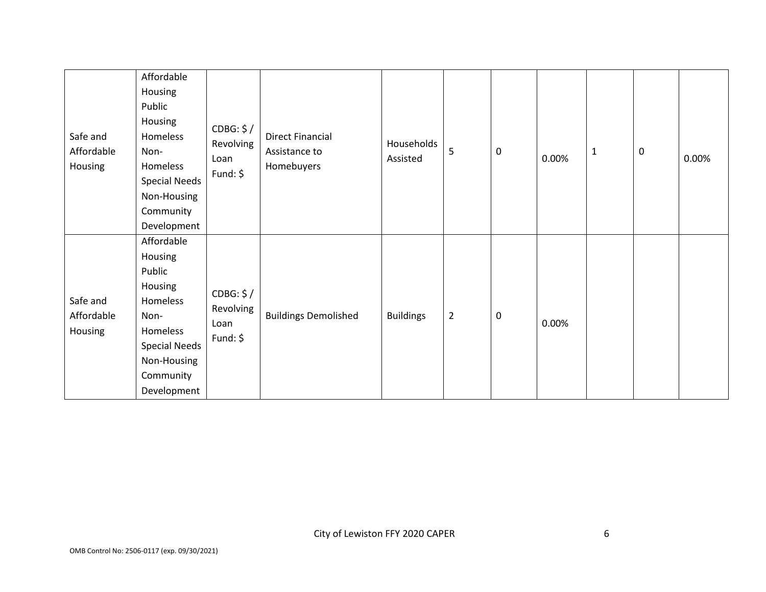| Safe and Affordable Housing | Affordable Housing Public Housing Homeless Non-Homeless Special Needs Non-Housing Community Development | CDBG: $ / Revolving Loan Fund: $ | Direct Financial Assistance to Homebuyers | Households Assisted | 5 | 0 | 0.00% | 1 | 0 | 0.00% |
|---|---|---|---|---|---|---|---|---|---|---|
| Safe and Affordable Housing | Affordable Housing Public Housing Homeless Non-Homeless Special Needs Non-Housing Community Development | CDBG: $ / Revolving Loan Fund: $ | Buildings Demolished | Buildings | 2 | 0 | 0.00% | | | |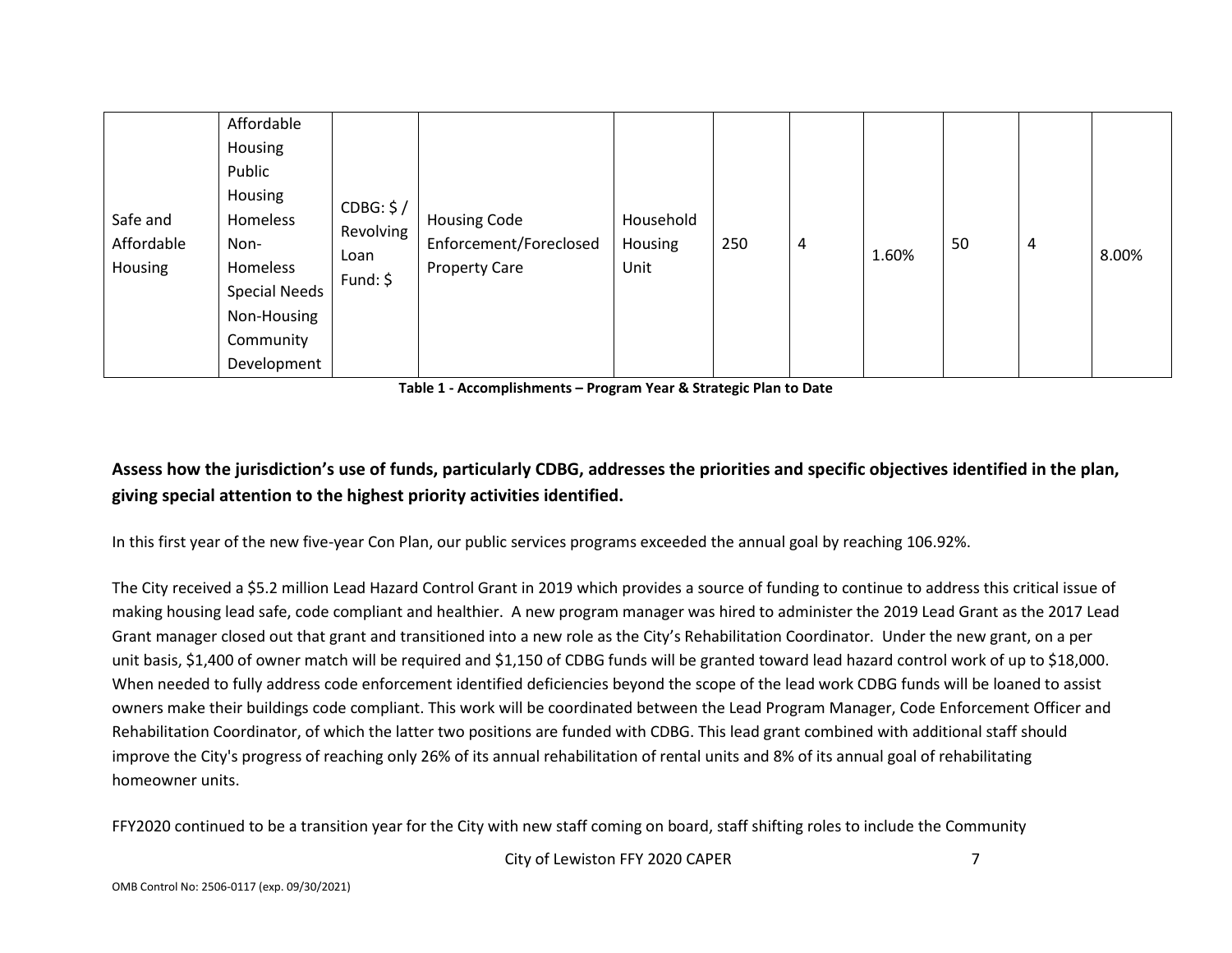| Safe and Affordable Housing | Affordable Housing Public Housing Homeless Non-Homeless Special Needs Non-Housing Community Development | CDBG: $ / Revolving Loan Fund: $ | Housing Code Enforcement/Foreclosed Property Care | Household Housing Unit | 250 | 4 | 1.60% | 50 | 4 | 8.00% |
|---|---|---|---|---|---|---|---|---|---|---|

**Table 1 - Accomplishments – Program Year & Strategic Plan to Date**

### Assess how the jurisdiction's use of funds, particularly CDBG, addresses the priorities and specific objectives identified in the plan, giving special attention to the highest priority activities identified.

In this first year of the new five-year Con Plan, our public services programs exceeded the annual goal by reaching 106.92%.

The City received a $5.2 million Lead Hazard Control Grant in 2019 which provides a source of funding to continue to address this critical issue of making housing lead safe, code compliant and healthier. A new program manager was hired to administer the 2019 Lead Grant as the 2017 Lead Grant manager closed out that grant and transitioned into a new role as the City's Rehabilitation Coordinator. Under the new grant, on a per unit basis, $1,400 of owner match will be required and $1,150 of CDBG funds will be granted toward lead hazard control work of up to $18,000. When needed to fully address code enforcement identified deficiencies beyond the scope of the lead work CDBG funds will be loaned to assist owners make their buildings code compliant. This work will be coordinated between the Lead Program Manager, Code Enforcement Officer and Rehabilitation Coordinator, of which the latter two positions are funded with CDBG. This lead grant combined with additional staff should improve the City's progress of reaching only 26% of its annual rehabilitation of rental units and 8% of its annual goal of rehabilitating homeowner units.

FFY2020 continued to be a transition year for the City with new staff coming on board, staff shifting roles to include the Community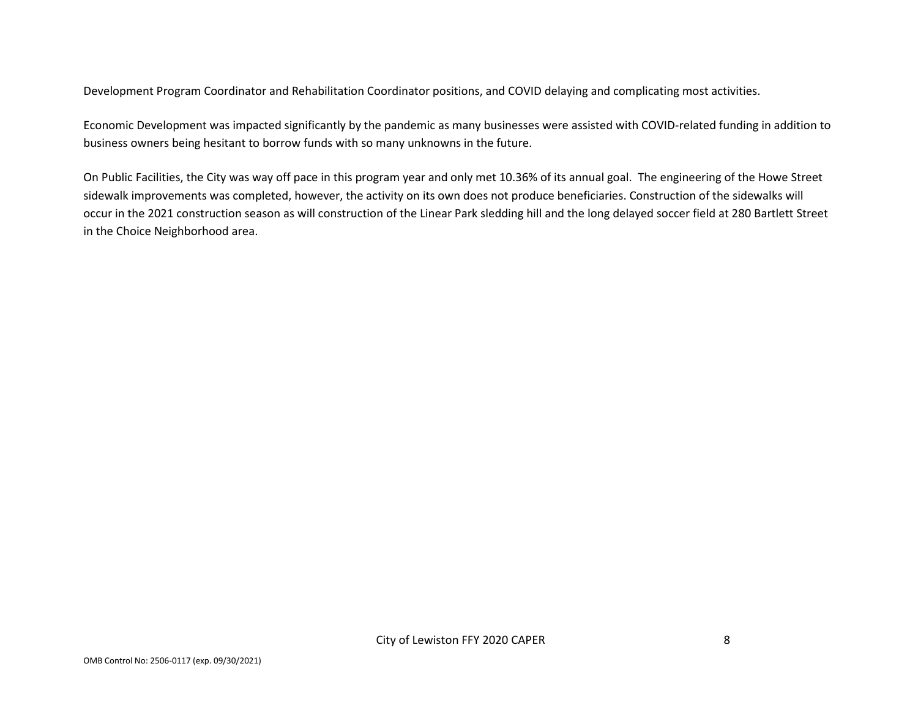Development Program Coordinator and Rehabilitation Coordinator positions, and COVID delaying and complicating most activities.

Economic Development was impacted significantly by the pandemic as many businesses were assisted with COVID-related funding in addition to business owners being hesitant to borrow funds with so many unknowns in the future.

On Public Facilities, the City was way off pace in this program year and only met 10.36% of its annual goal. The engineering of the Howe Street sidewalk improvements was completed, however, the activity on its own does not produce beneficiaries. Construction of the sidewalks will occur in the 2021 construction season as will construction of the Linear Park sledding hill and the long delayed soccer field at 280 Bartlett Street in the Choice Neighborhood area.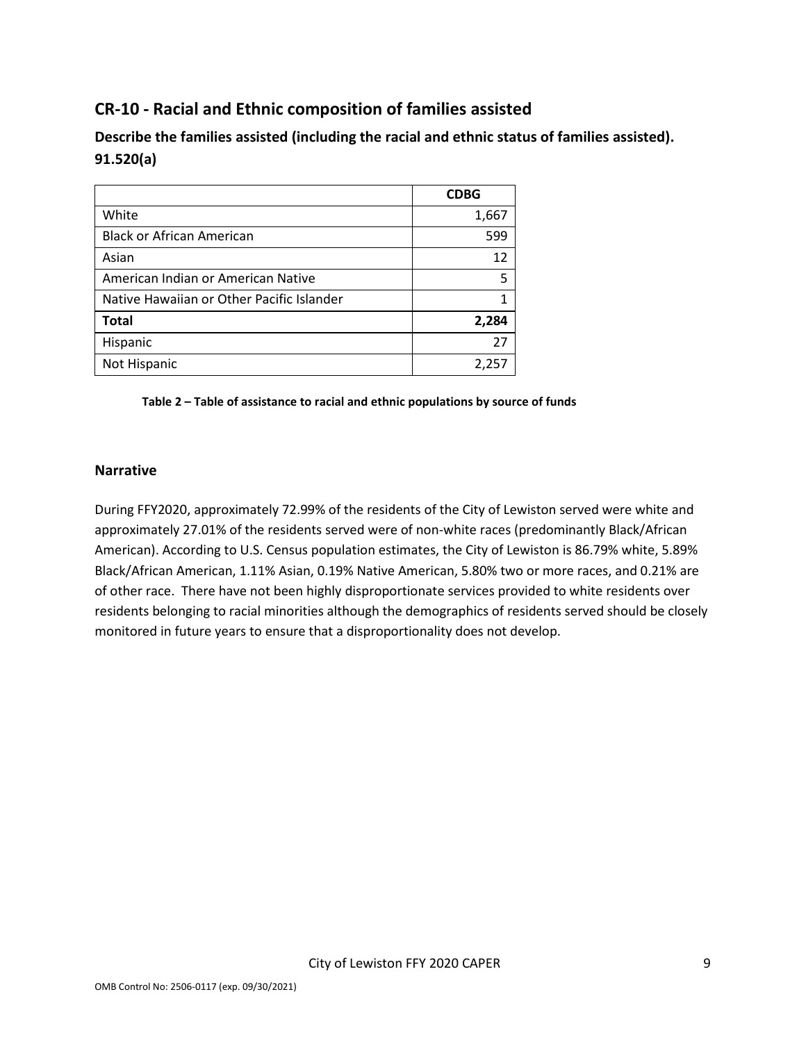## CR-10 - Racial and Ethnic composition of families assisted

### Describe the families assisted (including the racial and ethnic status of families assisted). 91.520(a)

| | CDBG |
|---|---:|
| White | 1,667 |
| Black or African American | 599 |
| Asian | 12 |
| American Indian or American Native | 5 |
| Native Hawaiian or Other Pacific Islander | 1 |
| **Total** | **2,284** |
| Hispanic | 27 |
| Not Hispanic | 2,257 |

**Table 2 – Table of assistance to racial and ethnic populations by source of funds**

### Narrative

During FFY2020, approximately 72.99% of the residents of the City of Lewiston served were white and approximately 27.01% of the residents served were of non-white races (predominantly Black/African American). According to U.S. Census population estimates, the City of Lewiston is 86.79% white, 5.89% Black/African American, 1.11% Asian, 0.19% Native American, 5.80% two or more races, and 0.21% are of other race. There have not been highly disproportionate services provided to white residents over residents belonging to racial minorities although the demographics of residents served should be closely monitored in future years to ensure that a disproportionality does not develop.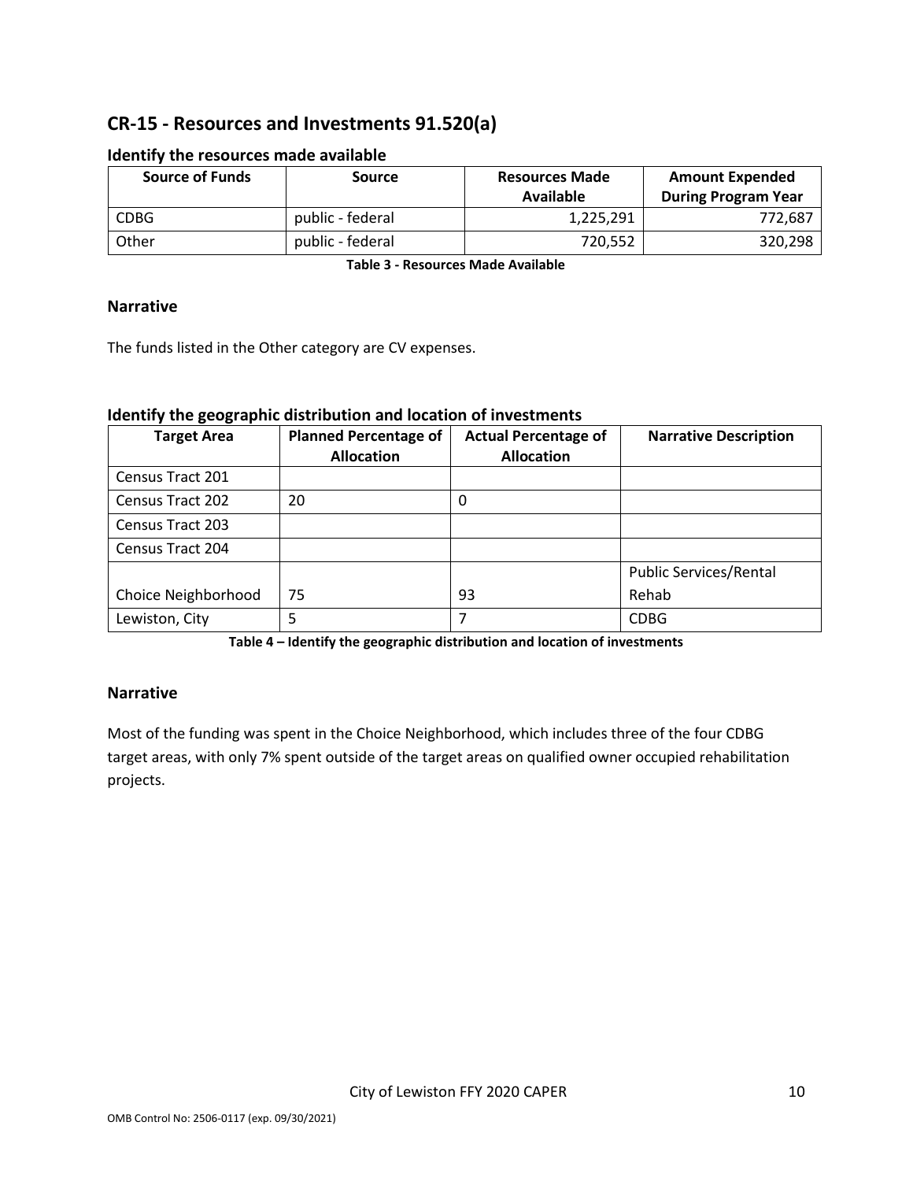## CR-15 - Resources and Investments 91.520(a)

### Identify the resources made available

| Source of Funds | Source | Resources Made Available | Amount Expended During Program Year |
|---|---|---|---|
| CDBG | public - federal | 1,225,291 | 772,687 |
| Other | public - federal | 720,552 | 320,298 |

**Table 3 - Resources Made Available**

### Narrative

The funds listed in the Other category are CV expenses.

### Identify the geographic distribution and location of investments

| Target Area | Planned Percentage of Allocation | Actual Percentage of Allocation | Narrative Description |
|---|---|---|---|
| Census Tract 201 | | | |
| Census Tract 202 | 20 | 0 | |
| Census Tract 203 | | | |
| Census Tract 204 | | | |
| Choice Neighborhood | 75 | 93 | Public Services/Rental Rehab |
| Lewiston, City | 5 | 7 | CDBG |

**Table 4 – Identify the geographic distribution and location of investments**

### Narrative

Most of the funding was spent in the Choice Neighborhood, which includes three of the four CDBG target areas, with only 7% spent outside of the target areas on qualified owner occupied rehabilitation projects.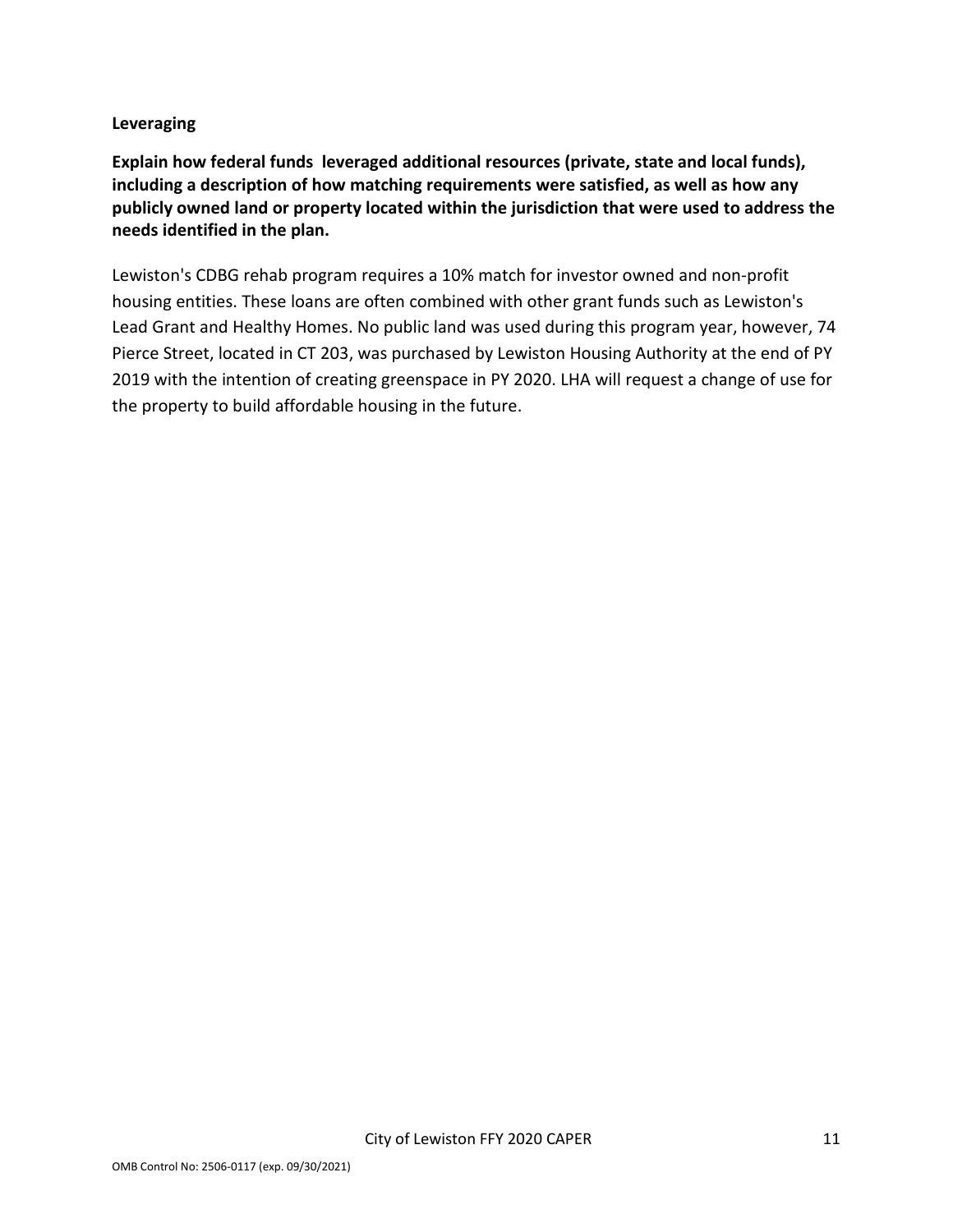## Leveraging

**Explain how federal funds leveraged additional resources (private, state and local funds), including a description of how matching requirements were satisfied, as well as how any publicly owned land or property located within the jurisdiction that were used to address the needs identified in the plan.**

Lewiston's CDBG rehab program requires a 10% match for investor owned and non-profit housing entities. These loans are often combined with other grant funds such as Lewiston's Lead Grant and Healthy Homes. No public land was used during this program year, however, 74 Pierce Street, located in CT 203, was purchased by Lewiston Housing Authority at the end of PY 2019 with the intention of creating greenspace in PY 2020. LHA will request a change of use for the property to build affordable housing in the future.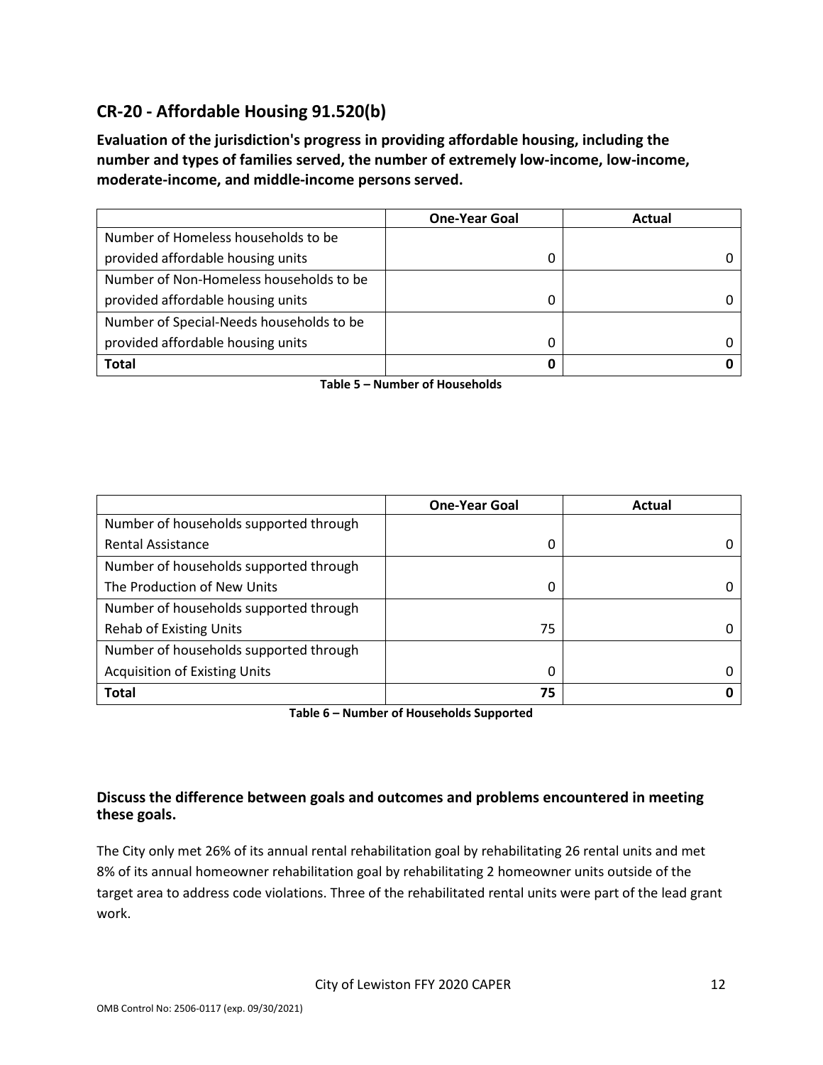## CR-20 - Affordable Housing 91.520(b)

**Evaluation of the jurisdiction's progress in providing affordable housing, including the number and types of families served, the number of extremely low-income, low-income, moderate-income, and middle-income persons served.**

| | One-Year Goal | Actual |
|---|---|---|
| Number of Homeless households to be provided affordable housing units | 0 | 0 |
| Number of Non-Homeless households to be provided affordable housing units | 0 | 0 |
| Number of Special-Needs households to be provided affordable housing units | 0 | 0 |
| **Total** | **0** | **0** |

**Table 5 – Number of Households**

| | One-Year Goal | Actual |
|---|---|---|
| Number of households supported through Rental Assistance | 0 | 0 |
| Number of households supported through The Production of New Units | 0 | 0 |
| Number of households supported through Rehab of Existing Units | 75 | 0 |
| Number of households supported through Acquisition of Existing Units | 0 | 0 |
| **Total** | **75** | **0** |

**Table 6 – Number of Households Supported**

### Discuss the difference between goals and outcomes and problems encountered in meeting these goals.

The City only met 26% of its annual rental rehabilitation goal by rehabilitating 26 rental units and met 8% of its annual homeowner rehabilitation goal by rehabilitating 2 homeowner units outside of the target area to address code violations. Three of the rehabilitated rental units were part of the lead grant work.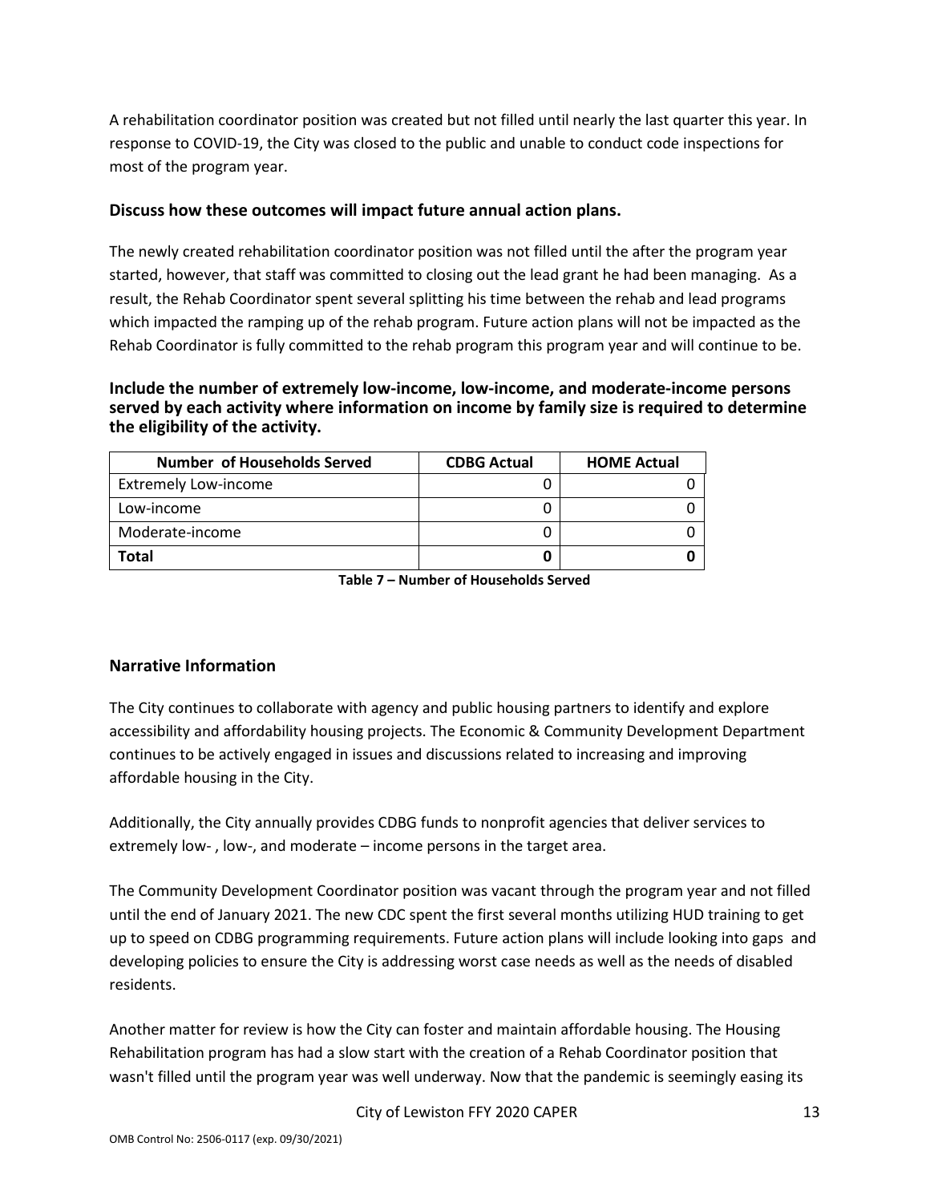A rehabilitation coordinator position was created but not filled until nearly the last quarter this year. In response to COVID-19, the City was closed to the public and unable to conduct code inspections for most of the program year.

### Discuss how these outcomes will impact future annual action plans.

The newly created rehabilitation coordinator position was not filled until the after the program year started, however, that staff was committed to closing out the lead grant he had been managing. As a result, the Rehab Coordinator spent several splitting his time between the rehab and lead programs which impacted the ramping up of the rehab program. Future action plans will not be impacted as the Rehab Coordinator is fully committed to the rehab program this program year and will continue to be.

### Include the number of extremely low-income, low-income, and moderate-income persons served by each activity where information on income by family size is required to determine the eligibility of the activity.

| Number of Households Served | CDBG Actual | HOME Actual |
|---|---|---|
| Extremely Low-income | 0 | 0 |
| Low-income | 0 | 0 |
| Moderate-income | 0 | 0 |
| **Total** | **0** | **0** |

**Table 7 – Number of Households Served**

### Narrative Information

The City continues to collaborate with agency and public housing partners to identify and explore accessibility and affordability housing projects. The Economic & Community Development Department continues to be actively engaged in issues and discussions related to increasing and improving affordable housing in the City.

Additionally, the City annually provides CDBG funds to nonprofit agencies that deliver services to extremely low- , low-, and moderate – income persons in the target area.

The Community Development Coordinator position was vacant through the program year and not filled until the end of January 2021. The new CDC spent the first several months utilizing HUD training to get up to speed on CDBG programming requirements. Future action plans will include looking into gaps and developing policies to ensure the City is addressing worst case needs as well as the needs of disabled residents.

Another matter for review is how the City can foster and maintain affordable housing. The Housing Rehabilitation program has had a slow start with the creation of a Rehab Coordinator position that wasn't filled until the program year was well underway. Now that the pandemic is seemingly easing its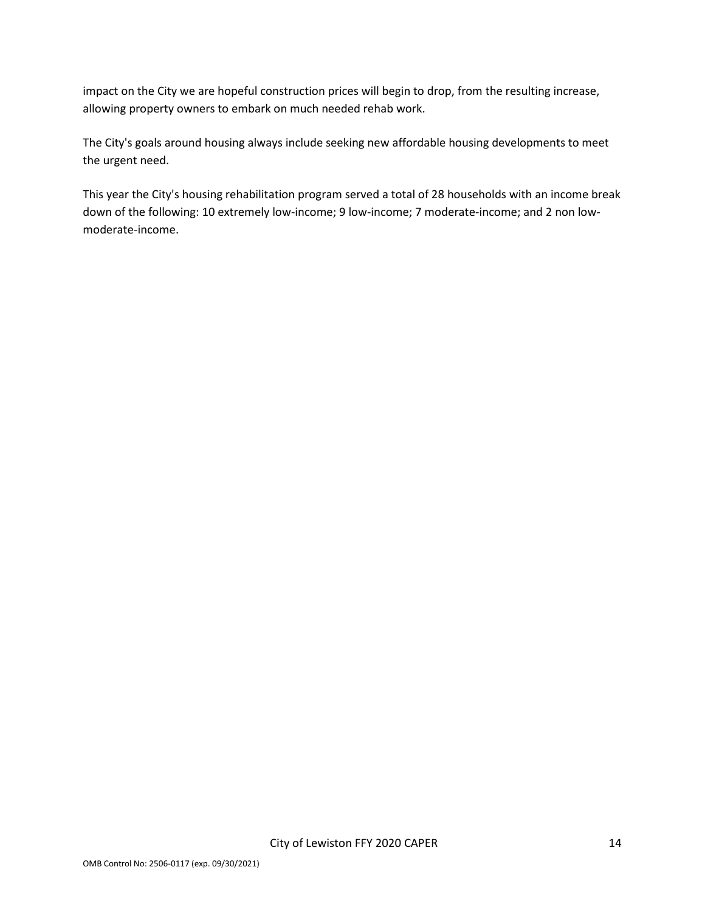impact on the City we are hopeful construction prices will begin to drop, from the resulting increase, allowing property owners to embark on much needed rehab work.

The City's goals around housing always include seeking new affordable housing developments to meet the urgent need.

This year the City's housing rehabilitation program served a total of 28 households with an income break down of the following: 10 extremely low-income; 9 low-income; 7 moderate-income; and 2 non low-moderate-income.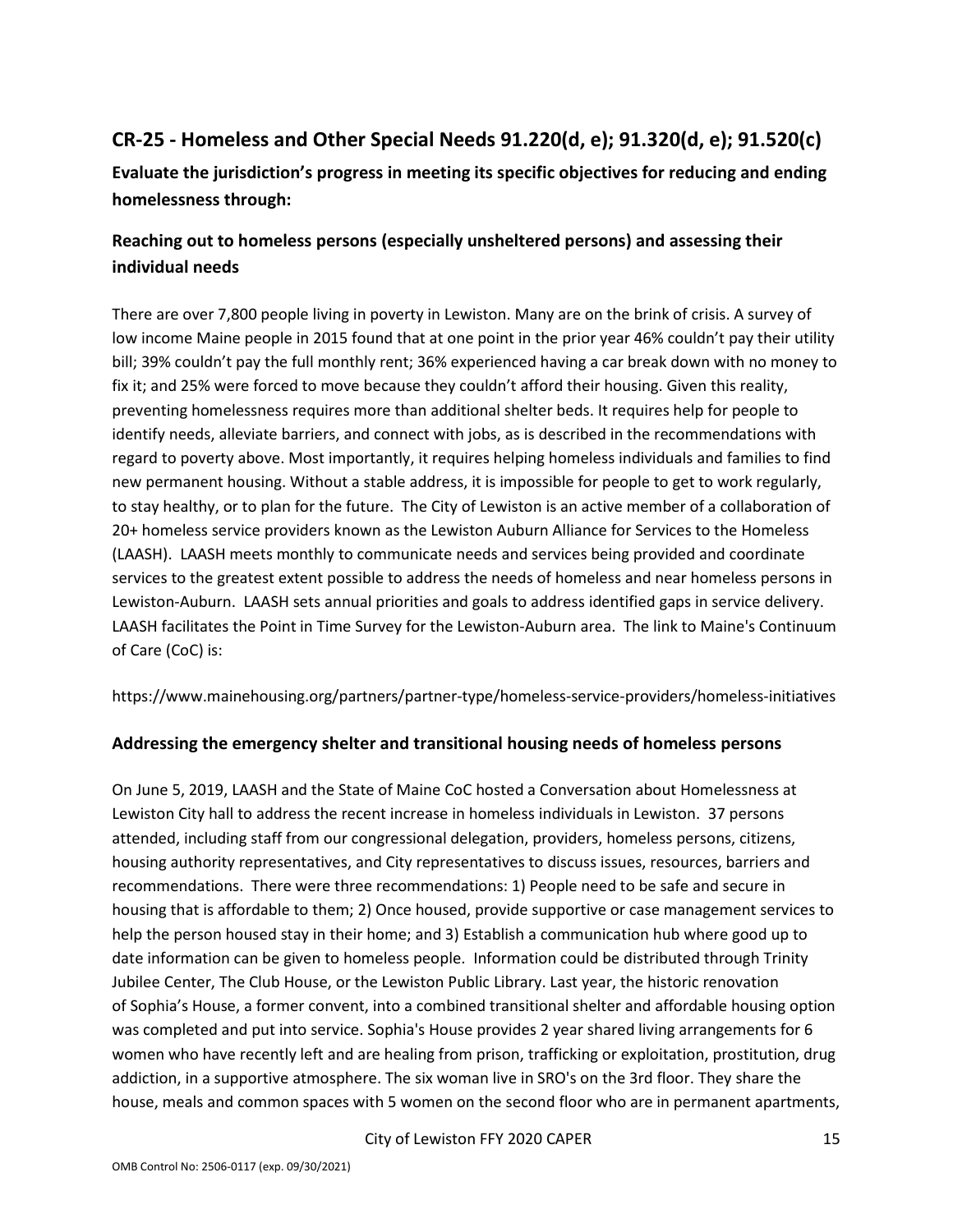## CR-25 - Homeless and Other Special Needs 91.220(d, e); 91.320(d, e); 91.520(c)

**Evaluate the jurisdiction's progress in meeting its specific objectives for reducing and ending homelessness through:**

### Reaching out to homeless persons (especially unsheltered persons) and assessing their individual needs

There are over 7,800 people living in poverty in Lewiston. Many are on the brink of crisis. A survey of low income Maine people in 2015 found that at one point in the prior year 46% couldn't pay their utility bill; 39% couldn't pay the full monthly rent; 36% experienced having a car break down with no money to fix it; and 25% were forced to move because they couldn't afford their housing. Given this reality, preventing homelessness requires more than additional shelter beds. It requires help for people to identify needs, alleviate barriers, and connect with jobs, as is described in the recommendations with regard to poverty above. Most importantly, it requires helping homeless individuals and families to find new permanent housing. Without a stable address, it is impossible for people to get to work regularly, to stay healthy, or to plan for the future. The City of Lewiston is an active member of a collaboration of 20+ homeless service providers known as the Lewiston Auburn Alliance for Services to the Homeless (LAASH). LAASH meets monthly to communicate needs and services being provided and coordinate services to the greatest extent possible to address the needs of homeless and near homeless persons in Lewiston-Auburn. LAASH sets annual priorities and goals to address identified gaps in service delivery. LAASH facilitates the Point in Time Survey for the Lewiston-Auburn area. The link to Maine's Continuum of Care (CoC) is:

https://www.mainehousing.org/partners/partner-type/homeless-service-providers/homeless-initiatives

### Addressing the emergency shelter and transitional housing needs of homeless persons

On June 5, 2019, LAASH and the State of Maine CoC hosted a Conversation about Homelessness at Lewiston City hall to address the recent increase in homeless individuals in Lewiston. 37 persons attended, including staff from our congressional delegation, providers, homeless persons, citizens, housing authority representatives, and City representatives to discuss issues, resources, barriers and recommendations. There were three recommendations: 1) People need to be safe and secure in housing that is affordable to them; 2) Once housed, provide supportive or case management services to help the person housed stay in their home; and 3) Establish a communication hub where good up to date information can be given to homeless people. Information could be distributed through Trinity Jubilee Center, The Club House, or the Lewiston Public Library. Last year, the historic renovation of Sophia's House, a former convent, into a combined transitional shelter and affordable housing option was completed and put into service. Sophia's House provides 2 year shared living arrangements for 6 women who have recently left and are healing from prison, trafficking or exploitation, prostitution, drug addiction, in a supportive atmosphere. The six woman live in SRO's on the 3rd floor. They share the house, meals and common spaces with 5 women on the second floor who are in permanent apartments,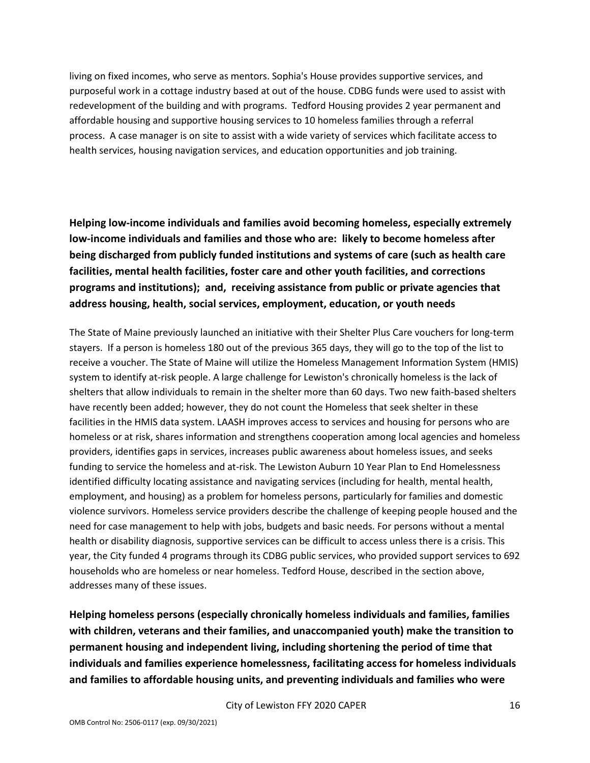living on fixed incomes, who serve as mentors. Sophia's House provides supportive services, and purposeful work in a cottage industry based at out of the house. CDBG funds were used to assist with redevelopment of the building and with programs. Tedford Housing provides 2 year permanent and affordable housing and supportive housing services to 10 homeless families through a referral process. A case manager is on site to assist with a wide variety of services which facilitate access to health services, housing navigation services, and education opportunities and job training.

**Helping low-income individuals and families avoid becoming homeless, especially extremely low-income individuals and families and those who are: likely to become homeless after being discharged from publicly funded institutions and systems of care (such as health care facilities, mental health facilities, foster care and other youth facilities, and corrections programs and institutions); and, receiving assistance from public or private agencies that address housing, health, social services, employment, education, or youth needs**

The State of Maine previously launched an initiative with their Shelter Plus Care vouchers for long-term stayers. If a person is homeless 180 out of the previous 365 days, they will go to the top of the list to receive a voucher. The State of Maine will utilize the Homeless Management Information System (HMIS) system to identify at-risk people. A large challenge for Lewiston's chronically homeless is the lack of shelters that allow individuals to remain in the shelter more than 60 days. Two new faith-based shelters have recently been added; however, they do not count the Homeless that seek shelter in these facilities in the HMIS data system. LAASH improves access to services and housing for persons who are homeless or at risk, shares information and strengthens cooperation among local agencies and homeless providers, identifies gaps in services, increases public awareness about homeless issues, and seeks funding to service the homeless and at-risk. The Lewiston Auburn 10 Year Plan to End Homelessness identified difficulty locating assistance and navigating services (including for health, mental health, employment, and housing) as a problem for homeless persons, particularly for families and domestic violence survivors. Homeless service providers describe the challenge of keeping people housed and the need for case management to help with jobs, budgets and basic needs. For persons without a mental health or disability diagnosis, supportive services can be difficult to access unless there is a crisis. This year, the City funded 4 programs through its CDBG public services, who provided support services to 692 households who are homeless or near homeless. Tedford House, described in the section above, addresses many of these issues.

**Helping homeless persons (especially chronically homeless individuals and families, families with children, veterans and their families, and unaccompanied youth) make the transition to permanent housing and independent living, including shortening the period of time that individuals and families experience homelessness, facilitating access for homeless individuals and families to affordable housing units, and preventing individuals and families who were**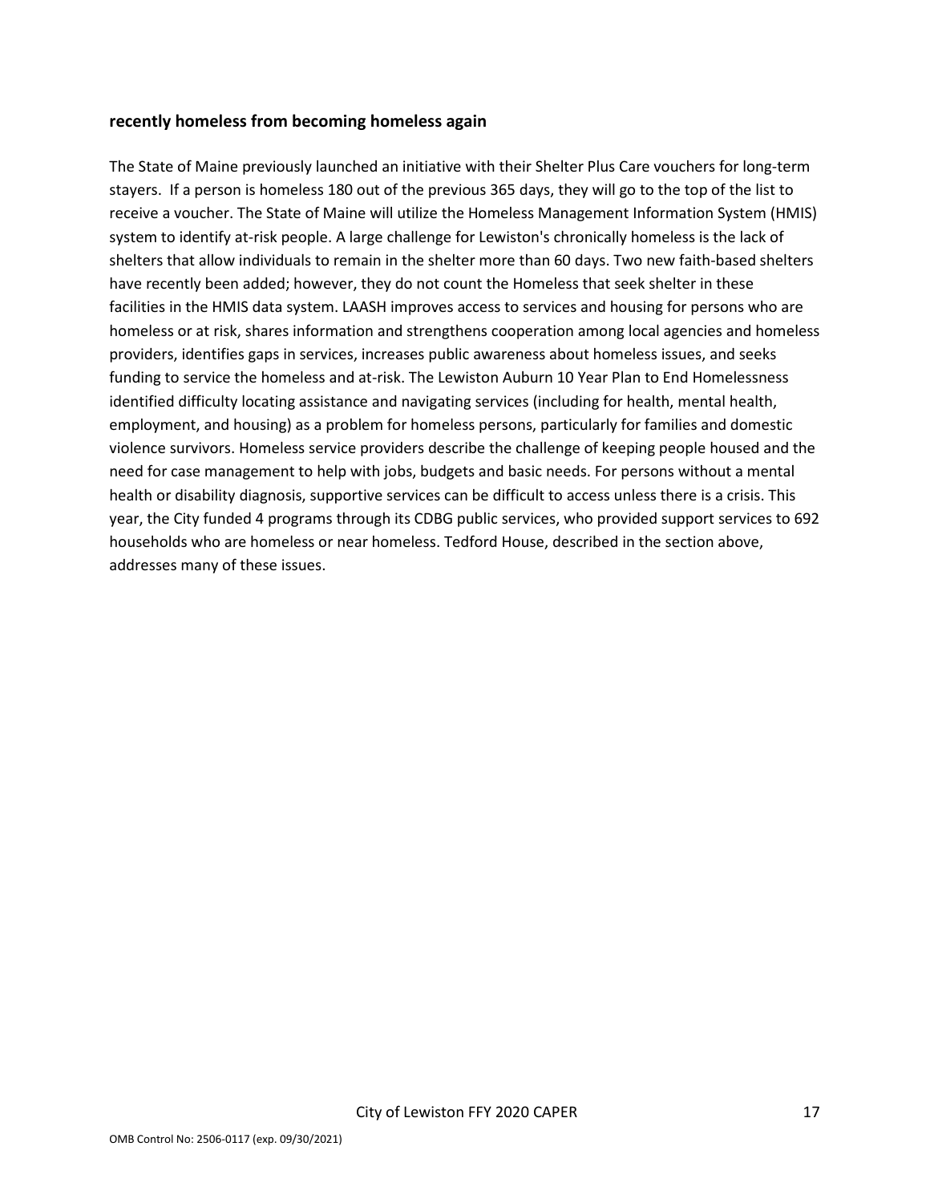**recently homeless from becoming homeless again**

The State of Maine previously launched an initiative with their Shelter Plus Care vouchers for long-term stayers. If a person is homeless 180 out of the previous 365 days, they will go to the top of the list to receive a voucher. The State of Maine will utilize the Homeless Management Information System (HMIS) system to identify at-risk people. A large challenge for Lewiston's chronically homeless is the lack of shelters that allow individuals to remain in the shelter more than 60 days. Two new faith-based shelters have recently been added; however, they do not count the Homeless that seek shelter in these facilities in the HMIS data system. LAASH improves access to services and housing for persons who are homeless or at risk, shares information and strengthens cooperation among local agencies and homeless providers, identifies gaps in services, increases public awareness about homeless issues, and seeks funding to service the homeless and at-risk. The Lewiston Auburn 10 Year Plan to End Homelessness identified difficulty locating assistance and navigating services (including for health, mental health, employment, and housing) as a problem for homeless persons, particularly for families and domestic violence survivors. Homeless service providers describe the challenge of keeping people housed and the need for case management to help with jobs, budgets and basic needs. For persons without a mental health or disability diagnosis, supportive services can be difficult to access unless there is a crisis. This year, the City funded 4 programs through its CDBG public services, who provided support services to 692 households who are homeless or near homeless. Tedford House, described in the section above, addresses many of these issues.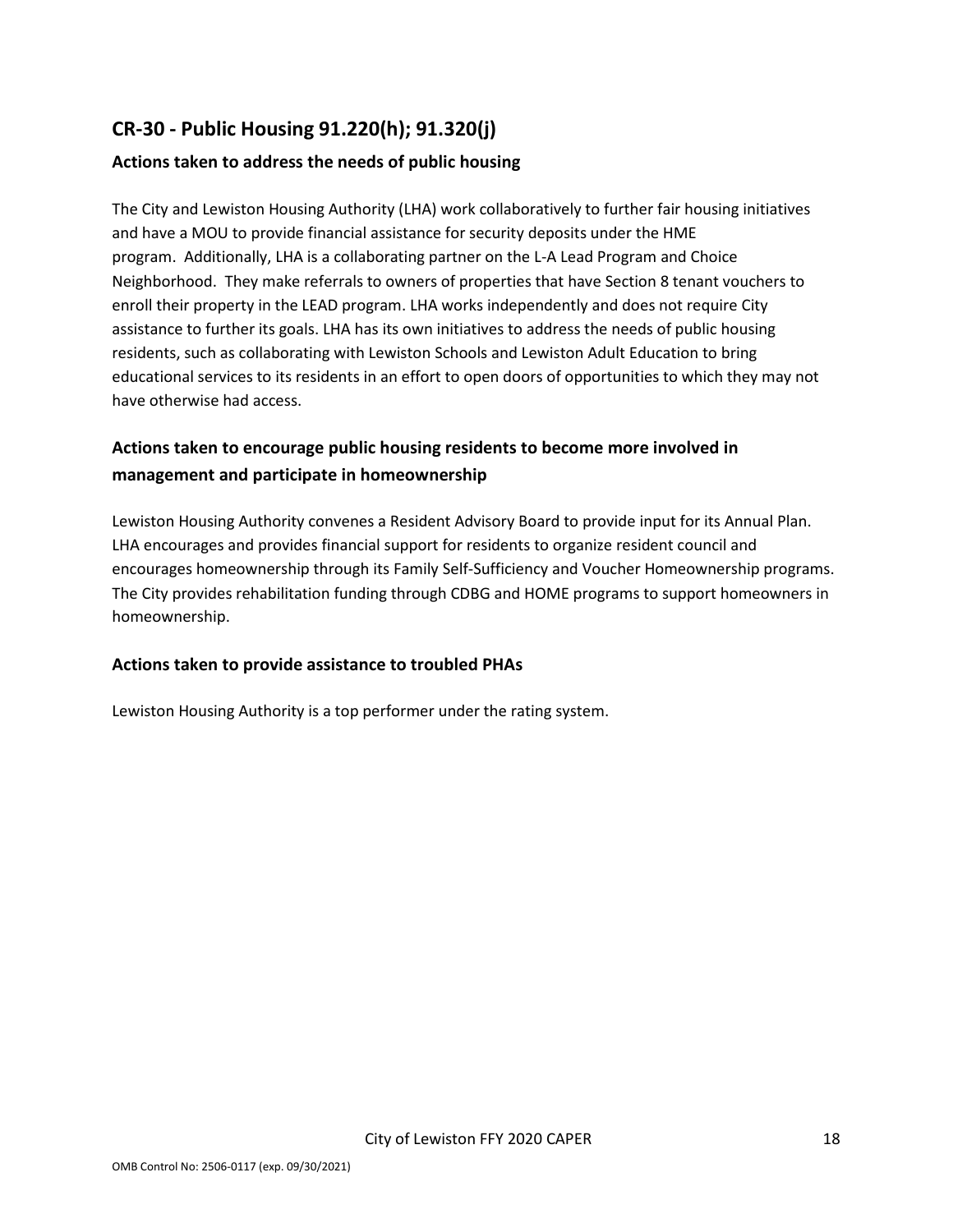## CR-30 - Public Housing 91.220(h); 91.320(j)

### Actions taken to address the needs of public housing

The City and Lewiston Housing Authority (LHA) work collaboratively to further fair housing initiatives and have a MOU to provide financial assistance for security deposits under the HME program. Additionally, LHA is a collaborating partner on the L-A Lead Program and Choice Neighborhood. They make referrals to owners of properties that have Section 8 tenant vouchers to enroll their property in the LEAD program. LHA works independently and does not require City assistance to further its goals. LHA has its own initiatives to address the needs of public housing residents, such as collaborating with Lewiston Schools and Lewiston Adult Education to bring educational services to its residents in an effort to open doors of opportunities to which they may not have otherwise had access.

### Actions taken to encourage public housing residents to become more involved in management and participate in homeownership

Lewiston Housing Authority convenes a Resident Advisory Board to provide input for its Annual Plan. LHA encourages and provides financial support for residents to organize resident council and encourages homeownership through its Family Self-Sufficiency and Voucher Homeownership programs. The City provides rehabilitation funding through CDBG and HOME programs to support homeowners in homeownership.

### Actions taken to provide assistance to troubled PHAs

Lewiston Housing Authority is a top performer under the rating system.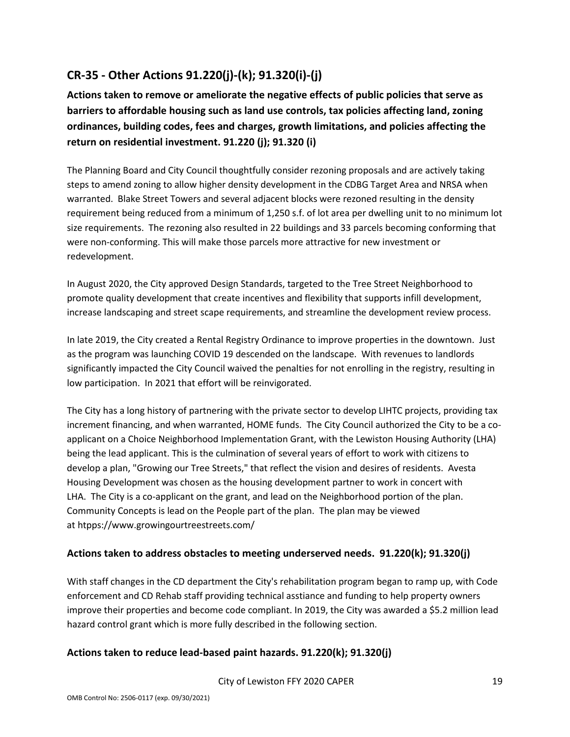## CR-35 - Other Actions 91.220(j)-(k); 91.320(i)-(j)

**Actions taken to remove or ameliorate the negative effects of public policies that serve as barriers to affordable housing such as land use controls, tax policies affecting land, zoning ordinances, building codes, fees and charges, growth limitations, and policies affecting the return on residential investment. 91.220 (j); 91.320 (i)**

The Planning Board and City Council thoughtfully consider rezoning proposals and are actively taking steps to amend zoning to allow higher density development in the CDBG Target Area and NRSA when warranted. Blake Street Towers and several adjacent blocks were rezoned resulting in the density requirement being reduced from a minimum of 1,250 s.f. of lot area per dwelling unit to no minimum lot size requirements. The rezoning also resulted in 22 buildings and 33 parcels becoming conforming that were non-conforming. This will make those parcels more attractive for new investment or redevelopment.

In August 2020, the City approved Design Standards, targeted to the Tree Street Neighborhood to promote quality development that create incentives and flexibility that supports infill development, increase landscaping and street scape requirements, and streamline the development review process.

In late 2019, the City created a Rental Registry Ordinance to improve properties in the downtown. Just as the program was launching COVID 19 descended on the landscape. With revenues to landlords significantly impacted the City Council waived the penalties for not enrolling in the registry, resulting in low participation. In 2021 that effort will be reinvigorated.

The City has a long history of partnering with the private sector to develop LIHTC projects, providing tax increment financing, and when warranted, HOME funds. The City Council authorized the City to be a co-applicant on a Choice Neighborhood Implementation Grant, with the Lewiston Housing Authority (LHA) being the lead applicant. This is the culmination of several years of effort to work with citizens to develop a plan, "Growing our Tree Streets," that reflect the vision and desires of residents. Avesta Housing Development was chosen as the housing development partner to work in concert with LHA. The City is a co-applicant on the grant, and lead on the Neighborhood portion of the plan. Community Concepts is lead on the People part of the plan. The plan may be viewed at htpps://www.growingourtreestreets.com/

### Actions taken to address obstacles to meeting underserved needs. 91.220(k); 91.320(j)

With staff changes in the CD department the City's rehabilitation program began to ramp up, with Code enforcement and CD Rehab staff providing technical asstiance and funding to help property owners improve their properties and become code compliant. In 2019, the City was awarded a $5.2 million lead hazard control grant which is more fully described in the following section.

### Actions taken to reduce lead-based paint hazards. 91.220(k); 91.320(j)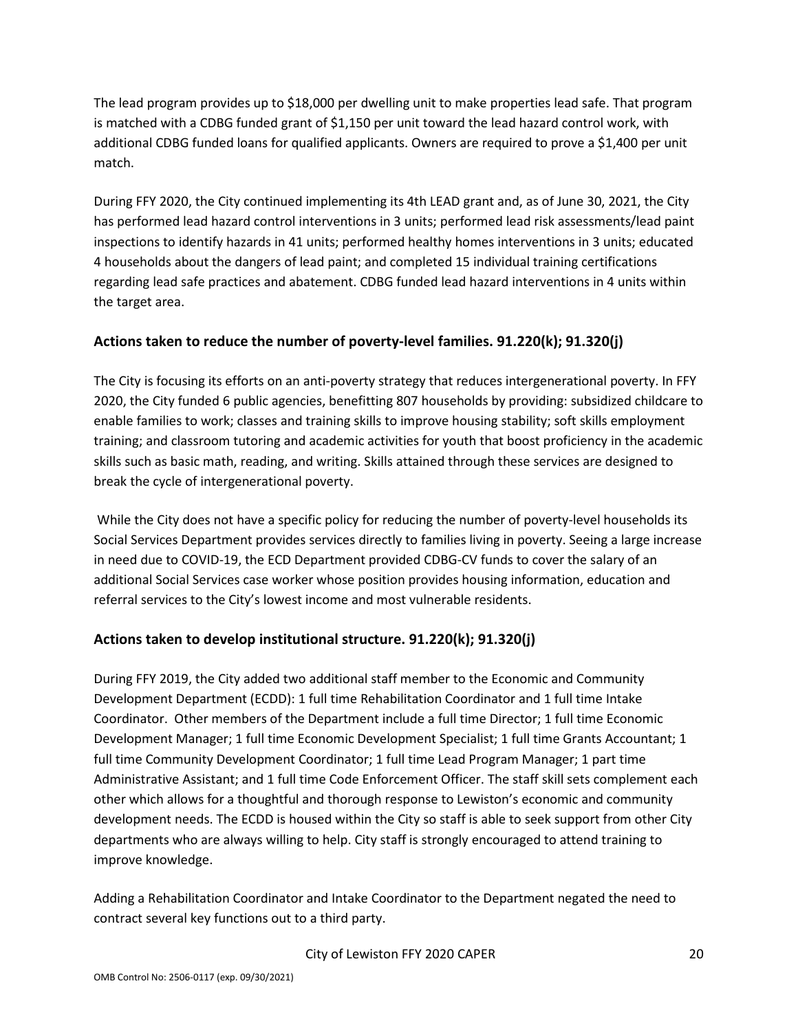The lead program provides up to $18,000 per dwelling unit to make properties lead safe. That program is matched with a CDBG funded grant of $1,150 per unit toward the lead hazard control work, with additional CDBG funded loans for qualified applicants. Owners are required to prove a $1,400 per unit match.

During FFY 2020, the City continued implementing its 4th LEAD grant and, as of June 30, 2021, the City has performed lead hazard control interventions in 3 units; performed lead risk assessments/lead paint inspections to identify hazards in 41 units; performed healthy homes interventions in 3 units; educated 4 households about the dangers of lead paint; and completed 15 individual training certifications regarding lead safe practices and abatement. CDBG funded lead hazard interventions in 4 units within the target area.

## Actions taken to reduce the number of poverty-level families. 91.220(k); 91.320(j)

The City is focusing its efforts on an anti-poverty strategy that reduces intergenerational poverty. In FFY 2020, the City funded 6 public agencies, benefitting 807 households by providing: subsidized childcare to enable families to work; classes and training skills to improve housing stability; soft skills employment training; and classroom tutoring and academic activities for youth that boost proficiency in the academic skills such as basic math, reading, and writing. Skills attained through these services are designed to break the cycle of intergenerational poverty.

While the City does not have a specific policy for reducing the number of poverty-level households its Social Services Department provides services directly to families living in poverty. Seeing a large increase in need due to COVID-19, the ECD Department provided CDBG-CV funds to cover the salary of an additional Social Services case worker whose position provides housing information, education and referral services to the City's lowest income and most vulnerable residents.

## Actions taken to develop institutional structure. 91.220(k); 91.320(j)

During FFY 2019, the City added two additional staff member to the Economic and Community Development Department (ECDD): 1 full time Rehabilitation Coordinator and 1 full time Intake Coordinator. Other members of the Department include a full time Director; 1 full time Economic Development Manager; 1 full time Economic Development Specialist; 1 full time Grants Accountant; 1 full time Community Development Coordinator; 1 full time Lead Program Manager; 1 part time Administrative Assistant; and 1 full time Code Enforcement Officer. The staff skill sets complement each other which allows for a thoughtful and thorough response to Lewiston's economic and community development needs. The ECDD is housed within the City so staff is able to seek support from other City departments who are always willing to help. City staff is strongly encouraged to attend training to improve knowledge.

Adding a Rehabilitation Coordinator and Intake Coordinator to the Department negated the need to contract several key functions out to a third party.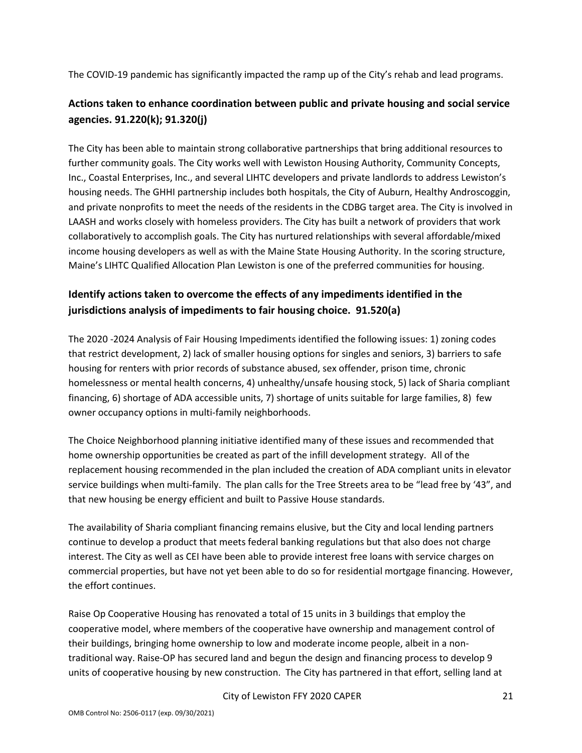The COVID-19 pandemic has significantly impacted the ramp up of the City's rehab and lead programs.

## Actions taken to enhance coordination between public and private housing and social service agencies. 91.220(k); 91.320(j)

The City has been able to maintain strong collaborative partnerships that bring additional resources to further community goals. The City works well with Lewiston Housing Authority, Community Concepts, Inc., Coastal Enterprises, Inc., and several LIHTC developers and private landlords to address Lewiston's housing needs. The GHHI partnership includes both hospitals, the City of Auburn, Healthy Androscoggin, and private nonprofits to meet the needs of the residents in the CDBG target area. The City is involved in LAASH and works closely with homeless providers. The City has built a network of providers that work collaboratively to accomplish goals. The City has nurtured relationships with several affordable/mixed income housing developers as well as with the Maine State Housing Authority. In the scoring structure, Maine's LIHTC Qualified Allocation Plan Lewiston is one of the preferred communities for housing.

## Identify actions taken to overcome the effects of any impediments identified in the jurisdictions analysis of impediments to fair housing choice. 91.520(a)

The 2020 -2024 Analysis of Fair Housing Impediments identified the following issues: 1) zoning codes that restrict development, 2) lack of smaller housing options for singles and seniors, 3) barriers to safe housing for renters with prior records of substance abused, sex offender, prison time, chronic homelessness or mental health concerns, 4) unhealthy/unsafe housing stock, 5) lack of Sharia compliant financing, 6) shortage of ADA accessible units, 7) shortage of units suitable for large families, 8) few owner occupancy options in multi-family neighborhoods.

The Choice Neighborhood planning initiative identified many of these issues and recommended that home ownership opportunities be created as part of the infill development strategy. All of the replacement housing recommended in the plan included the creation of ADA compliant units in elevator service buildings when multi-family. The plan calls for the Tree Streets area to be "lead free by '43", and that new housing be energy efficient and built to Passive House standards.

The availability of Sharia compliant financing remains elusive, but the City and local lending partners continue to develop a product that meets federal banking regulations but that also does not charge interest. The City as well as CEI have been able to provide interest free loans with service charges on commercial properties, but have not yet been able to do so for residential mortgage financing. However, the effort continues.

Raise Op Cooperative Housing has renovated a total of 15 units in 3 buildings that employ the cooperative model, where members of the cooperative have ownership and management control of their buildings, bringing home ownership to low and moderate income people, albeit in a non-traditional way. Raise-OP has secured land and begun the design and financing process to develop 9 units of cooperative housing by new construction. The City has partnered in that effort, selling land at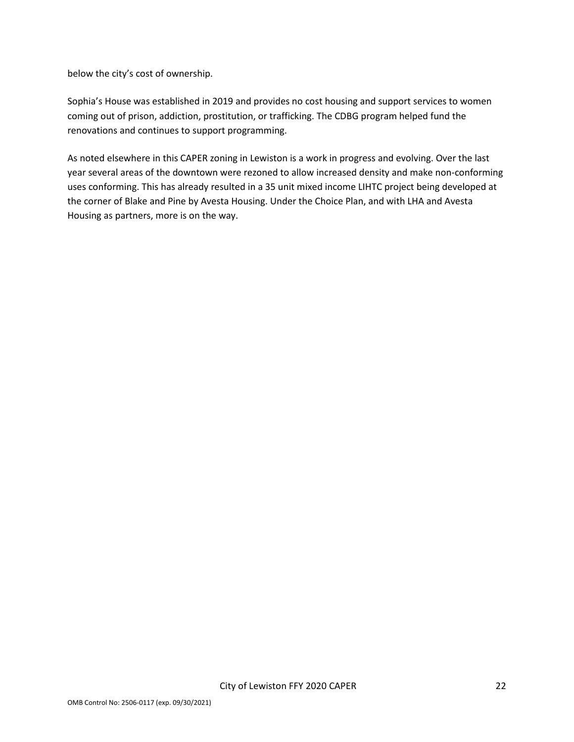below the city's cost of ownership.

Sophia's House was established in 2019 and provides no cost housing and support services to women coming out of prison, addiction, prostitution, or trafficking. The CDBG program helped fund the renovations and continues to support programming.

As noted elsewhere in this CAPER zoning in Lewiston is a work in progress and evolving. Over the last year several areas of the downtown were rezoned to allow increased density and make non-conforming uses conforming. This has already resulted in a 35 unit mixed income LIHTC project being developed at the corner of Blake and Pine by Avesta Housing. Under the Choice Plan, and with LHA and Avesta Housing as partners, more is on the way.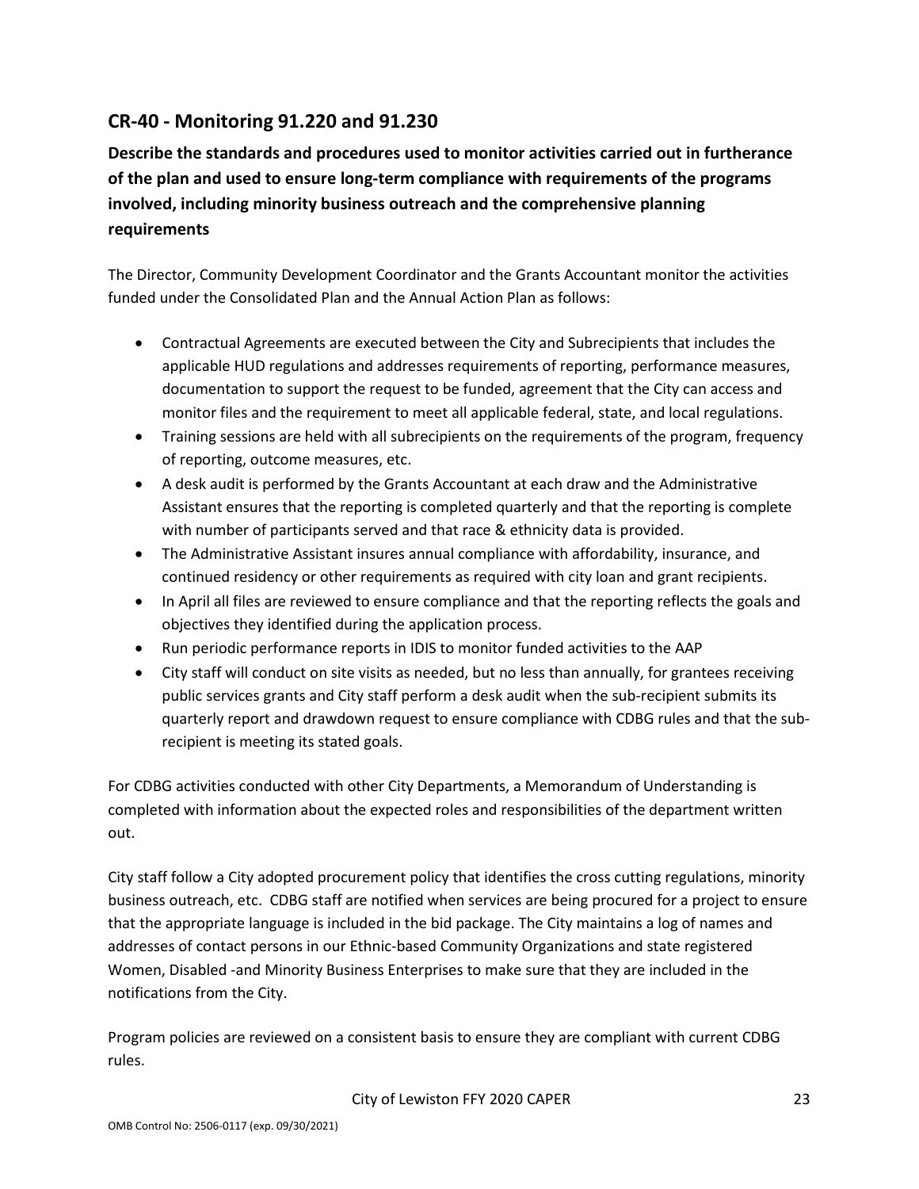## CR-40 - Monitoring 91.220 and 91.230

**Describe the standards and procedures used to monitor activities carried out in furtherance of the plan and used to ensure long-term compliance with requirements of the programs involved, including minority business outreach and the comprehensive planning requirements**

The Director, Community Development Coordinator and the Grants Accountant monitor the activities funded under the Consolidated Plan and the Annual Action Plan as follows:

- Contractual Agreements are executed between the City and Subrecipients that includes the applicable HUD regulations and addresses requirements of reporting, performance measures, documentation to support the request to be funded, agreement that the City can access and monitor files and the requirement to meet all applicable federal, state, and local regulations.
- Training sessions are held with all subrecipients on the requirements of the program, frequency of reporting, outcome measures, etc.
- A desk audit is performed by the Grants Accountant at each draw and the Administrative Assistant ensures that the reporting is completed quarterly and that the reporting is complete with number of participants served and that race & ethnicity data is provided.
- The Administrative Assistant insures annual compliance with affordability, insurance, and continued residency or other requirements as required with city loan and grant recipients.
- In April all files are reviewed to ensure compliance and that the reporting reflects the goals and objectives they identified during the application process.
- Run periodic performance reports in IDIS to monitor funded activities to the AAP
- City staff will conduct on site visits as needed, but no less than annually, for grantees receiving public services grants and City staff perform a desk audit when the sub-recipient submits its quarterly report and drawdown request to ensure compliance with CDBG rules and that the sub-recipient is meeting its stated goals.

For CDBG activities conducted with other City Departments, a Memorandum of Understanding is completed with information about the expected roles and responsibilities of the department written out.

City staff follow a City adopted procurement policy that identifies the cross cutting regulations, minority business outreach, etc. CDBG staff are notified when services are being procured for a project to ensure that the appropriate language is included in the bid package. The City maintains a log of names and addresses of contact persons in our Ethnic-based Community Organizations and state registered Women, Disabled -and Minority Business Enterprises to make sure that they are included in the notifications from the City.

Program policies are reviewed on a consistent basis to ensure they are compliant with current CDBG rules.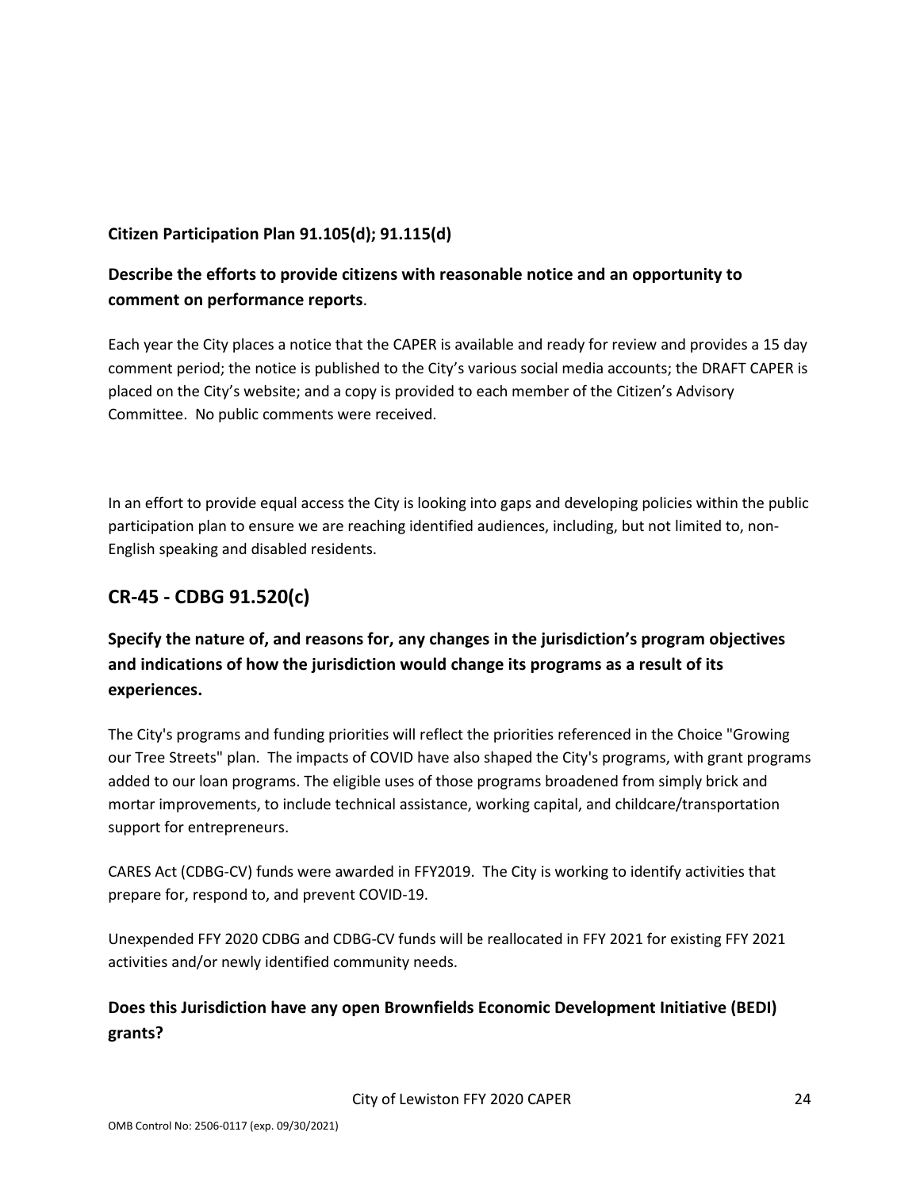**Citizen Participation Plan 91.105(d); 91.115(d)**

**Describe the efforts to provide citizens with reasonable notice and an opportunity to comment on performance reports**.

Each year the City places a notice that the CAPER is available and ready for review and provides a 15 day comment period; the notice is published to the City's various social media accounts; the DRAFT CAPER is placed on the City's website; and a copy is provided to each member of the Citizen's Advisory Committee. No public comments were received.

In an effort to provide equal access the City is looking into gaps and developing policies within the public participation plan to ensure we are reaching identified audiences, including, but not limited to, non-English speaking and disabled residents.

## CR-45 - CDBG 91.520(c)

**Specify the nature of, and reasons for, any changes in the jurisdiction's program objectives and indications of how the jurisdiction would change its programs as a result of its experiences.**

The City's programs and funding priorities will reflect the priorities referenced in the Choice "Growing our Tree Streets" plan. The impacts of COVID have also shaped the City's programs, with grant programs added to our loan programs. The eligible uses of those programs broadened from simply brick and mortar improvements, to include technical assistance, working capital, and childcare/transportation support for entrepreneurs.

CARES Act (CDBG-CV) funds were awarded in FFY2019. The City is working to identify activities that prepare for, respond to, and prevent COVID-19.

Unexpended FFY 2020 CDBG and CDBG-CV funds will be reallocated in FFY 2021 for existing FFY 2021 activities and/or newly identified community needs.

**Does this Jurisdiction have any open Brownfields Economic Development Initiative (BEDI) grants?**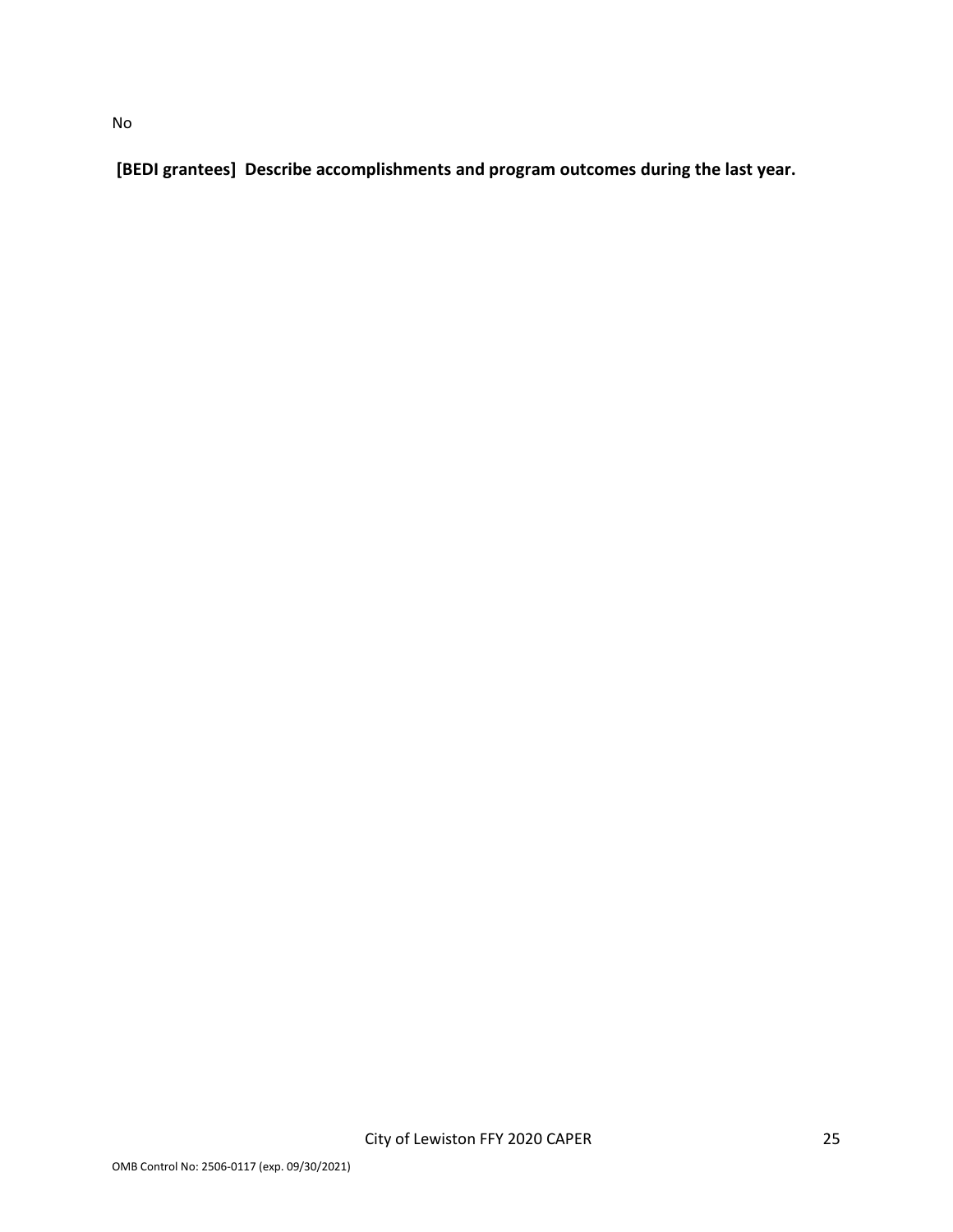No

**[BEDI grantees] Describe accomplishments and program outcomes during the last year.**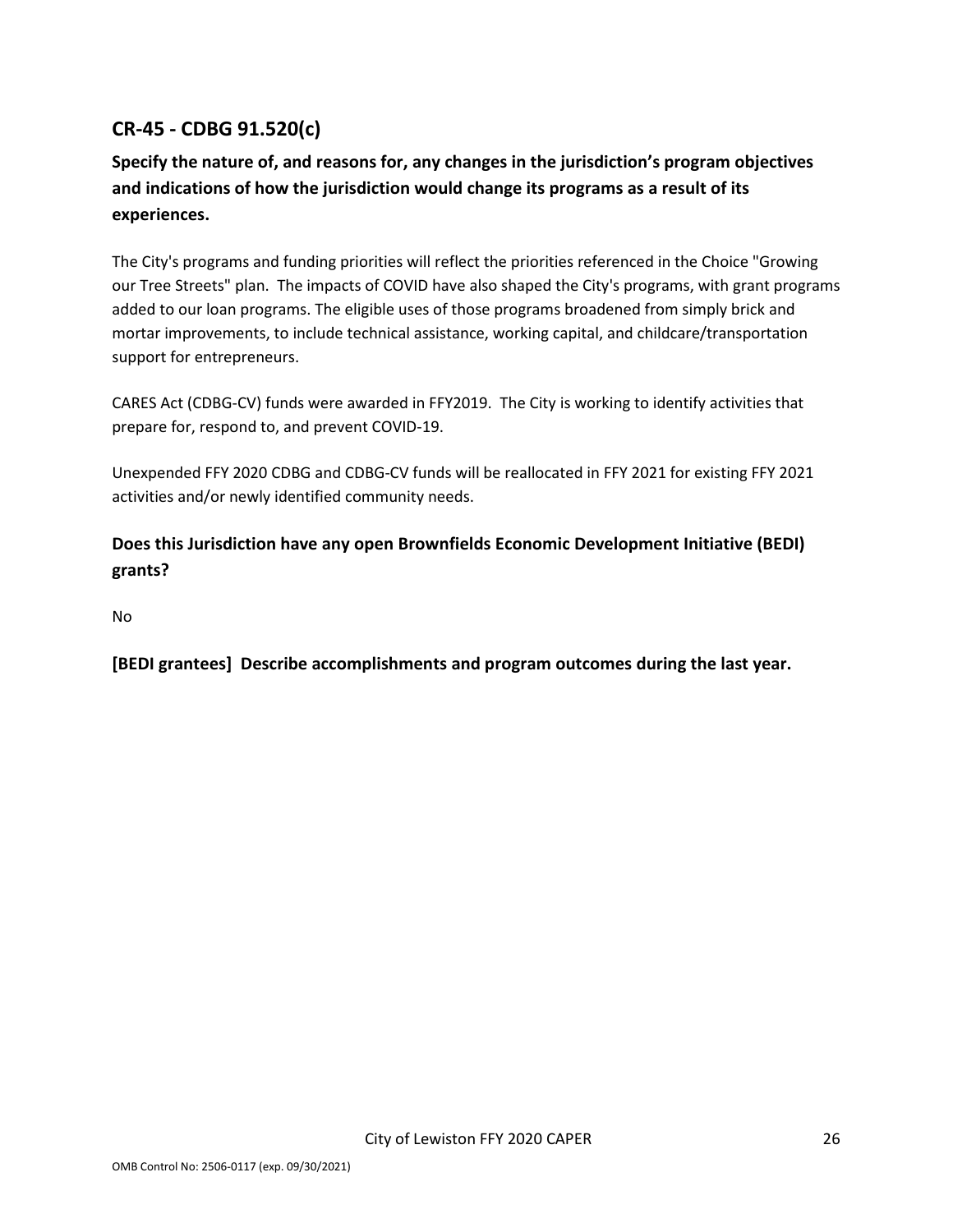## CR-45 - CDBG 91.520(c)

**Specify the nature of, and reasons for, any changes in the jurisdiction's program objectives and indications of how the jurisdiction would change its programs as a result of its experiences.**

The City's programs and funding priorities will reflect the priorities referenced in the Choice "Growing our Tree Streets" plan. The impacts of COVID have also shaped the City's programs, with grant programs added to our loan programs. The eligible uses of those programs broadened from simply brick and mortar improvements, to include technical assistance, working capital, and childcare/transportation support for entrepreneurs.

CARES Act (CDBG-CV) funds were awarded in FFY2019. The City is working to identify activities that prepare for, respond to, and prevent COVID-19.

Unexpended FFY 2020 CDBG and CDBG-CV funds will be reallocated in FFY 2021 for existing FFY 2021 activities and/or newly identified community needs.

**Does this Jurisdiction have any open Brownfields Economic Development Initiative (BEDI) grants?**

No

**[BEDI grantees] Describe accomplishments and program outcomes during the last year.**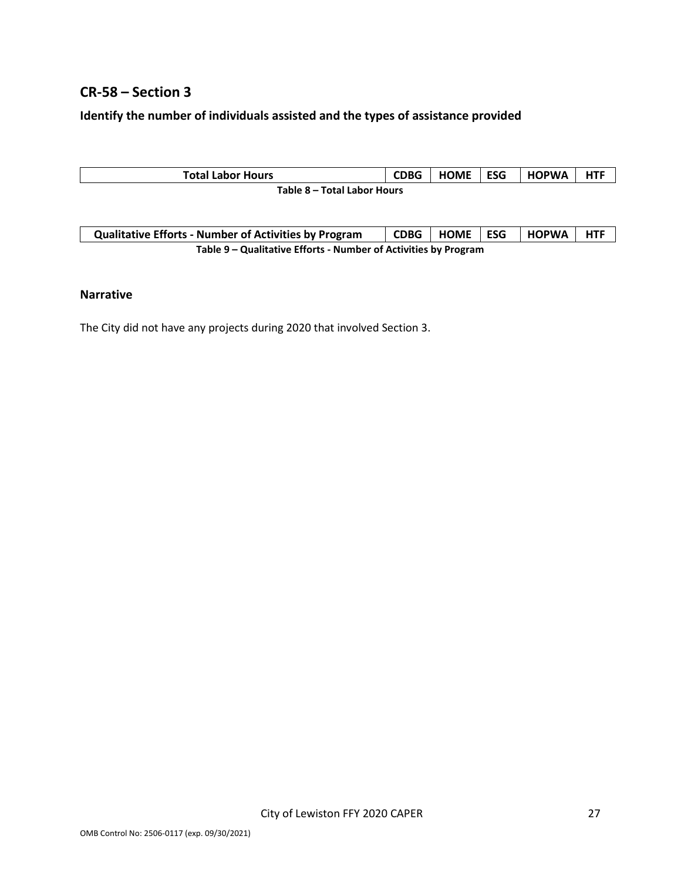## CR-58 – Section 3

### Identify the number of individuals assisted and the types of assistance provided

| Total Labor Hours | CDBG | HOME | ESG | HOPWA | HTF |
|---|---|---|---|---|---|

**Table 8 – Total Labor Hours**

| Qualitative Efforts - Number of Activities by Program | CDBG | HOME | ESG | HOPWA | HTF |
|---|---|---|---|---|---|

**Table 9 – Qualitative Efforts - Number of Activities by Program**

### Narrative

The City did not have any projects during 2020 that involved Section 3.